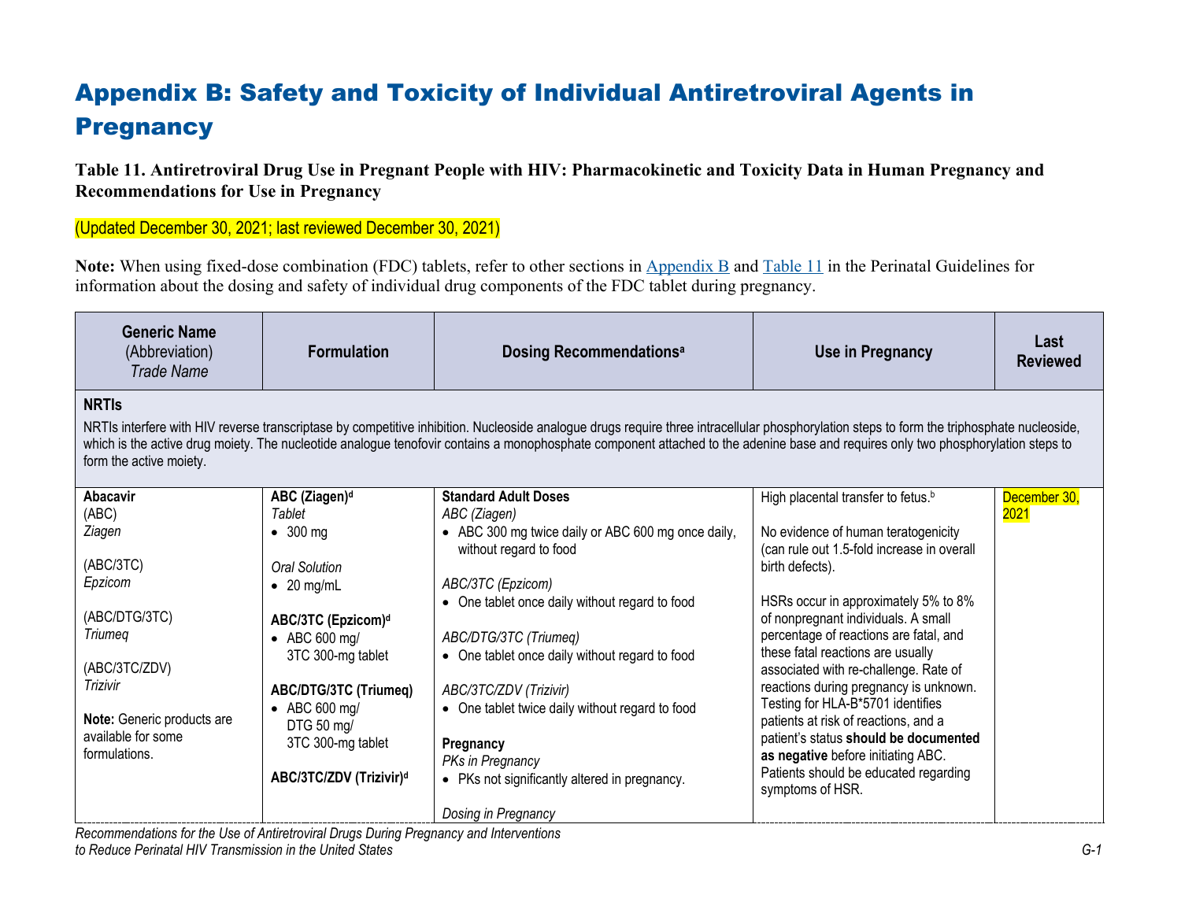# Appendix B: Safety and Toxicity of Individual Antiretroviral Agents in Pregnancy

**Table 11. Antiretroviral Drug Use in Pregnant People with HIV: Pharmacokinetic and Toxicity Data in Human Pregnancy and Recommendations for Use in Pregnancy**

(Updated December 30, 2021; last reviewed December 30, 2021)

**Note:** When using fixed-dose combination (FDC) tablets, refer to other sections in Appendix B and Table 11 in the Perinatal Guidelines for information about the dosing and safety of individual drug components of the FDC tablet during pregnancy.

| **Generic Name** (Abbreviation) *Trade Name* | **Formulation** | **Dosing Recommendations**[a] | **Use in Pregnancy** | **Last Reviewed** |
|---|---|---|---|---|
| **NRTIs**<br>NRTIs interfere with HIV reverse transcriptase by competitive inhibition. Nucleoside analogue drugs require three intracellular phosphorylation steps to form the triphosphate nucleoside, which is the active drug moiety. The nucleotide analogue tenofovir contains a monophosphate component attached to the adenine base and requires only two phosphorylation steps to form the active moiety. | | | | |
| **Abacavir**<br>(ABC)<br>*Ziagen*<br><br>(ABC/3TC)<br>*Epzicom*<br><br>(ABC/DTG/3TC)<br>*Triumeq*<br><br>(ABC/3TC/ZDV)<br>*Trizivir*<br><br>**Note:** Generic products are available for some formulations. | **ABC (Ziagen)**[d]<br>*Tablet*<br>• 300 mg<br><br>*Oral Solution*<br>• 20 mg/mL<br><br>**ABC/3TC (Epzicom)**[d]<br>• ABC 600 mg/ 3TC 300-mg tablet<br><br>**ABC/DTG/3TC (Triumeq)**<br>• ABC 600 mg/ DTG 50 mg/ 3TC 300-mg tablet<br><br>**ABC/3TC/ZDV (Trizivir)**[d] | **Standard Adult Doses**<br>*ABC (Ziagen)*<br>• ABC 300 mg twice daily or ABC 600 mg once daily, without regard to food<br><br>*ABC/3TC (Epzicom)*<br>• One tablet once daily without regard to food<br><br>*ABC/DTG/3TC (Triumeq)*<br>• One tablet once daily without regard to food<br><br>*ABC/3TC/ZDV (Trizivir)*<br>• One tablet twice daily without regard to food<br><br>**Pregnancy**<br>*PKs in Pregnancy*<br>• PKs not significantly altered in pregnancy.<br><br>*Dosing in Pregnancy* | High placental transfer to fetus.[b]<br><br>No evidence of human teratogenicity (can rule out 1.5-fold increase in overall birth defects).<br><br>HSRs occur in approximately 5% to 8% of nonpregnant individuals. A small percentage of reactions are fatal, and these fatal reactions are usually associated with re-challenge. Rate of reactions during pregnancy is unknown. Testing for HLA-B*5701 identifies patients at risk of reactions, and a patient's status **should be documented as negative** before initiating ABC. Patients should be educated regarding symptoms of HSR. | December 30, 2021 |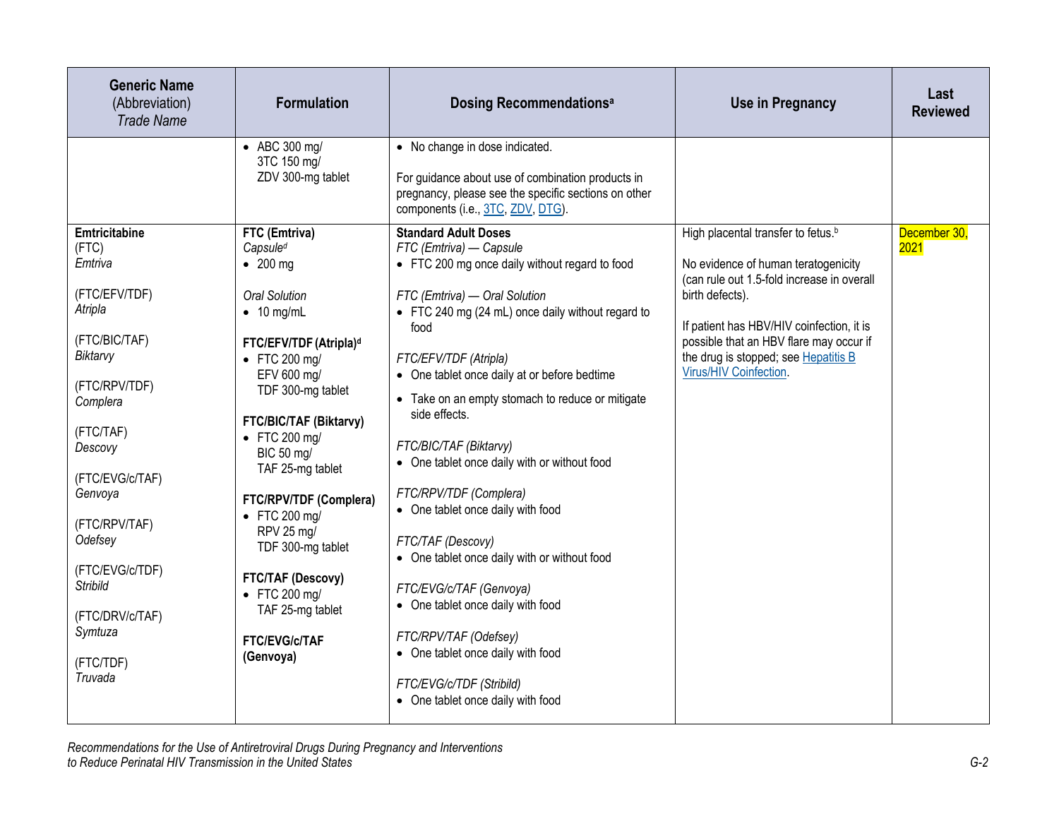| **Generic Name** (Abbreviation) *Trade Name* | **Formulation** | **Dosing Recommendations**[a] | **Use in Pregnancy** | **Last Reviewed** |
|---|---|---|---|---|
| | • ABC 300 mg/ 3TC 150 mg/ ZDV 300-mg tablet | • No change in dose indicated.<br><br>For guidance about use of combination products in pregnancy, please see the specific sections on other components (i.e., 3TC, ZDV, DTG). | | |
| **Emtricitabine** (FTC) *Emtriva*<br><br>(FTC/EFV/TDF) *Atripla*<br><br>(FTC/BIC/TAF) *Biktarvy*<br><br>(FTC/RPV/TDF) *Complera*<br><br>(FTC/TAF) *Descovy*<br><br>(FTC/EVG/c/TAF) *Genvoya*<br><br>(FTC/RPV/TAF) *Odefsey*<br><br>(FTC/EVG/c/TDF) *Stribild*<br><br>(FTC/DRV/c/TAF) *Symtuza*<br><br>(FTC/TDF) *Truvada* | **FTC (Emtriva)**<br>*Capsule*[d]<br>• 200 mg<br><br>*Oral Solution*<br>• 10 mg/mL<br><br>**FTC/EFV/TDF (Atripla)**[d]<br>• FTC 200 mg/ EFV 600 mg/ TDF 300-mg tablet<br><br>**FTC/BIC/TAF (Biktarvy)**<br>• FTC 200 mg/ BIC 50 mg/ TAF 25-mg tablet<br><br>**FTC/RPV/TDF (Complera)**<br>• FTC 200 mg/ RPV 25 mg/ TDF 300-mg tablet<br><br>**FTC/TAF (Descovy)**<br>• FTC 200 mg/ TAF 25-mg tablet<br><br>**FTC/EVG/c/TAF (Genvoya)** | **Standard Adult Doses**<br>*FTC (Emtriva) — Capsule*<br>• FTC 200 mg once daily without regard to food<br><br>*FTC (Emtriva) — Oral Solution*<br>• FTC 240 mg (24 mL) once daily without regard to food<br><br>*FTC/EFV/TDF (Atripla)*<br>• One tablet once daily at or before bedtime<br>• Take on an empty stomach to reduce or mitigate side effects.<br><br>*FTC/BIC/TAF (Biktarvy)*<br>• One tablet once daily with or without food<br><br>*FTC/RPV/TDF (Complera)*<br>• One tablet once daily with food<br><br>*FTC/TAF (Descovy)*<br>• One tablet once daily with or without food<br><br>*FTC/EVG/c/TAF (Genvoya)*<br>• One tablet once daily with food<br><br>*FTC/RPV/TAF (Odefsey)*<br>• One tablet once daily with food<br><br>*FTC/EVG/c/TDF (Stribild)*<br>• One tablet once daily with food | High placental transfer to fetus.[b]<br><br>No evidence of human teratogenicity (can rule out 1.5-fold increase in overall birth defects).<br><br>If patient has HBV/HIV coinfection, it is possible that an HBV flare may occur if the drug is stopped; see Hepatitis B Virus/HIV Coinfection. | December 30, 2021 |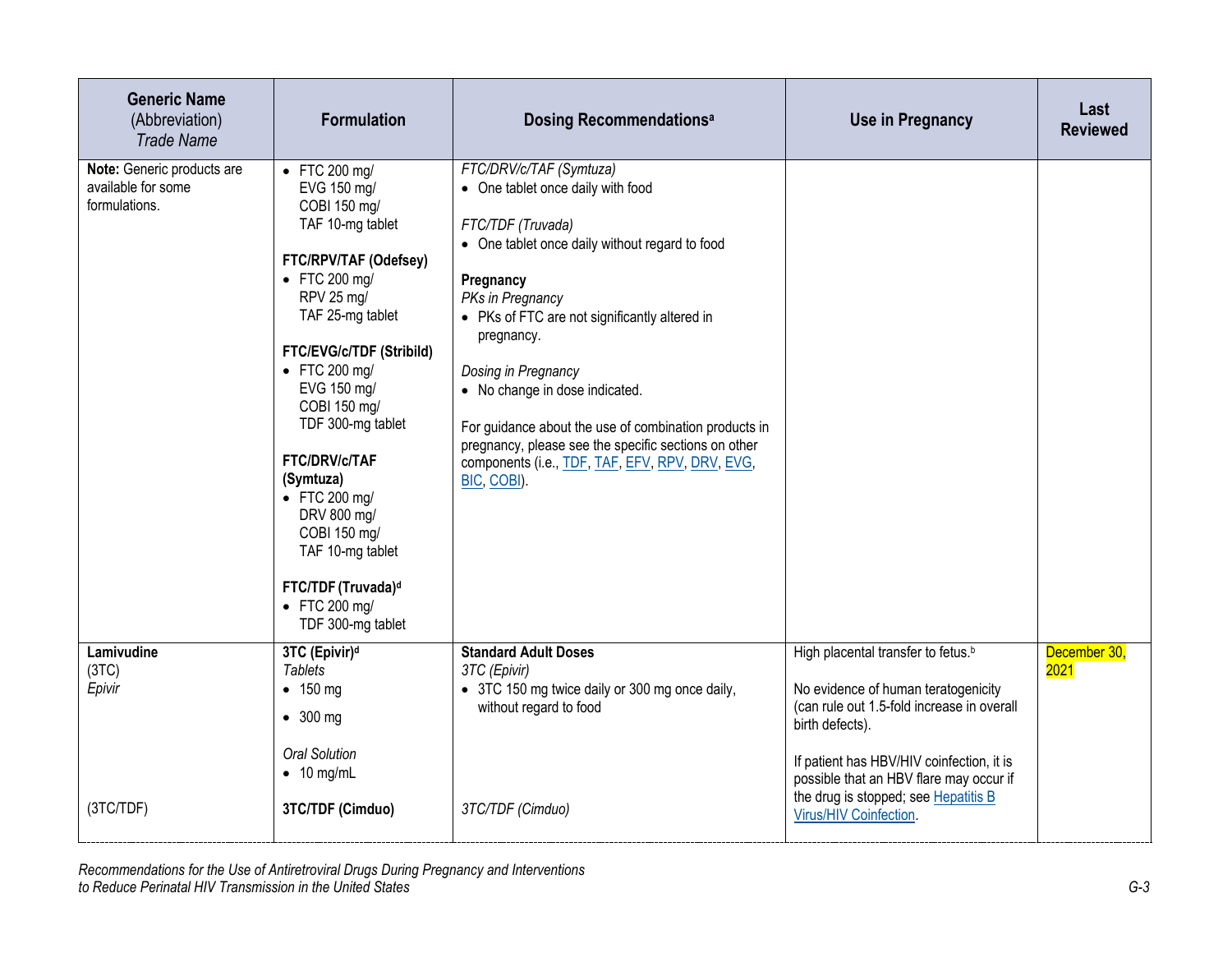| Generic Name (Abbreviation) *Trade Name* | Formulation | Dosing Recommendations[a] | Use in Pregnancy | Last Reviewed |
|---|---|---|---|---|
| **Note:** Generic products are available for some formulations. | • FTC 200 mg/ EVG 150 mg/ COBI 150 mg/ TAF 10-mg tablet<br><br>**FTC/RPV/TAF (Odefsey)**<br>• FTC 200 mg/ RPV 25 mg/ TAF 25-mg tablet<br><br>**FTC/EVG/c/TDF (Stribild)**<br>• FTC 200 mg/ EVG 150 mg/ COBI 150 mg/ TDF 300-mg tablet<br><br>**FTC/DRV/c/TAF (Symtuza)**<br>• FTC 200 mg/ DRV 800 mg/ COBI 150 mg/ TAF 10-mg tablet<br><br>**FTC/TDF (Truvada)[d]**<br>• FTC 200 mg/ TDF 300-mg tablet | *FTC/DRV/c/TAF (Symtuza)*<br>• One tablet once daily with food<br><br>*FTC/TDF (Truvada)*<br>• One tablet once daily without regard to food<br><br>**Pregnancy**<br>*PKs in Pregnancy*<br>• PKs of FTC are not significantly altered in pregnancy.<br><br>*Dosing in Pregnancy*<br>• No change in dose indicated.<br><br>For guidance about the use of combination products in pregnancy, please see the specific sections on other components (i.e., TDF, TAF, EFV, RPV, DRV, EVG, BIC, COBI). | | |
| **Lamivudine** (3TC) *Epivir*<br><br>(3TC/TDF) | **3TC (Epivir)[d]**<br>*Tablets*<br>• 150 mg<br>• 300 mg<br><br>*Oral Solution*<br>• 10 mg/mL<br><br>**3TC/TDF (Cimduo)** | **Standard Adult Doses**<br>*3TC (Epivir)*<br>• 3TC 150 mg twice daily or 300 mg once daily, without regard to food<br><br>*3TC/TDF (Cimduo)* | High placental transfer to fetus.[b]<br><br>No evidence of human teratogenicity (can rule out 1.5-fold increase in overall birth defects).<br><br>If patient has HBV/HIV coinfection, it is possible that an HBV flare may occur if the drug is stopped; see Hepatitis B Virus/HIV Coinfection. | December 30, 2021 |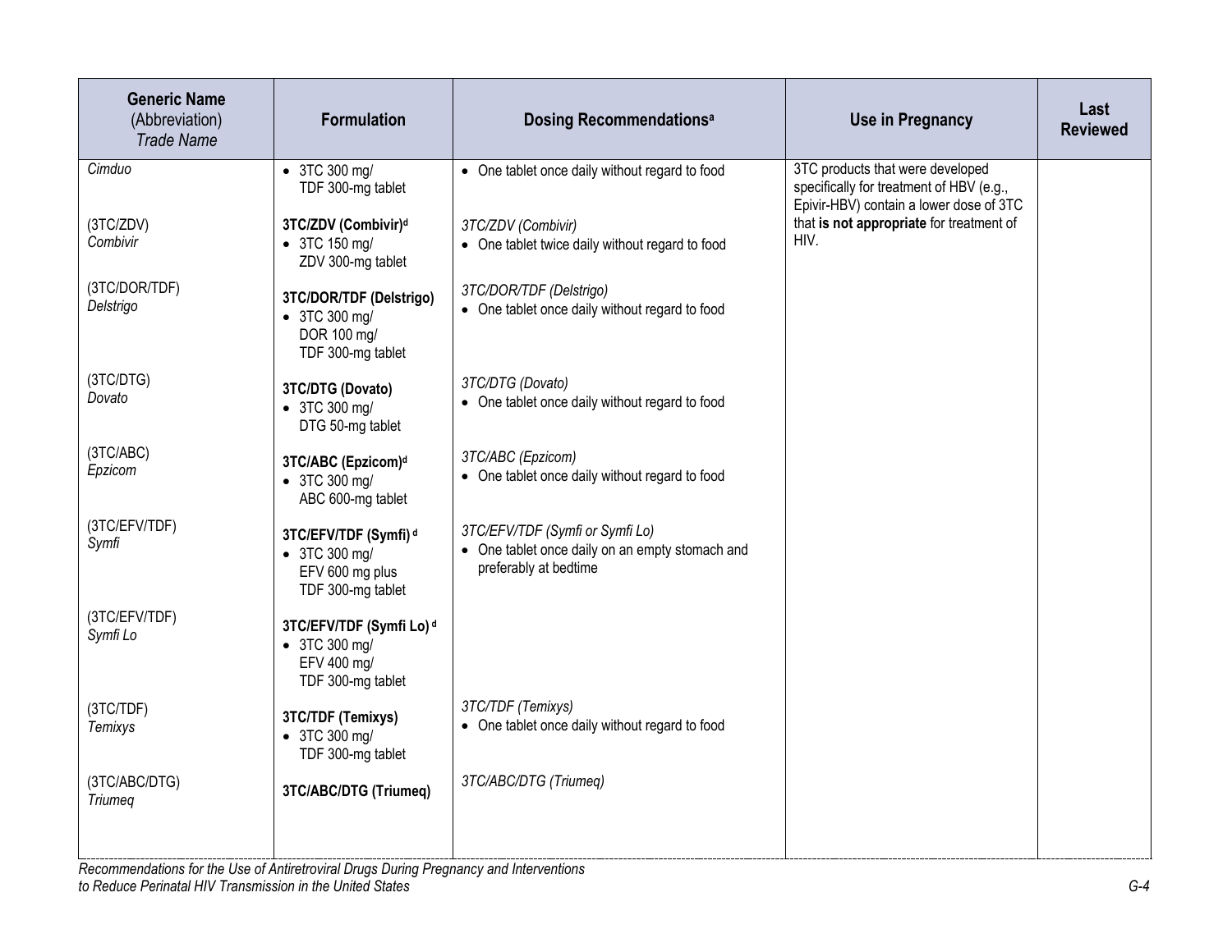| Generic Name (Abbreviation) *Trade Name* | Formulation | Dosing Recommendations[a] | Use in Pregnancy | Last Reviewed |
|---|---|---|---|---|
| *Cimduo* | • 3TC 300 mg/ TDF 300-mg tablet | • One tablet once daily without regard to food | 3TC products that were developed specifically for treatment of HBV (e.g., Epivir-HBV) contain a lower dose of 3TC that **is not appropriate** for treatment of HIV. | |
| (3TC/ZDV) *Combivir* | **3TC/ZDV (Combivir)[d]** • 3TC 150 mg/ ZDV 300-mg tablet | *3TC/ZDV (Combivir)* • One tablet twice daily without regard to food | | |
| (3TC/DOR/TDF) *Delstrigo* | **3TC/DOR/TDF (Delstrigo)** • 3TC 300 mg/ DOR 100 mg/ TDF 300-mg tablet | *3TC/DOR/TDF (Delstrigo)* • One tablet once daily without regard to food | | |
| (3TC/DTG) *Dovato* | **3TC/DTG (Dovato)** • 3TC 300 mg/ DTG 50-mg tablet | *3TC/DTG (Dovato)* • One tablet once daily without regard to food | | |
| (3TC/ABC) *Epzicom* | **3TC/ABC (Epzicom)[d]** • 3TC 300 mg/ ABC 600-mg tablet | *3TC/ABC (Epzicom)* • One tablet once daily without regard to food | | |
| (3TC/EFV/TDF) *Symfi* | **3TC/EFV/TDF (Symfi)[d]** • 3TC 300 mg/ EFV 600 mg plus TDF 300-mg tablet | *3TC/EFV/TDF (Symfi or Symfi Lo)* • One tablet once daily on an empty stomach and preferably at bedtime | | |
| (3TC/EFV/TDF) *Symfi Lo* | **3TC/EFV/TDF (Symfi Lo)[d]** • 3TC 300 mg/ EFV 400 mg/ TDF 300-mg tablet | | | |
| (3TC/TDF) *Temixys* | **3TC/TDF (Temixys)** • 3TC 300 mg/ TDF 300-mg tablet | *3TC/TDF (Temixys)* • One tablet once daily without regard to food | | |
| (3TC/ABC/DTG) *Triumeq* | **3TC/ABC/DTG (Triumeq)** | *3TC/ABC/DTG (Triumeq)* | | |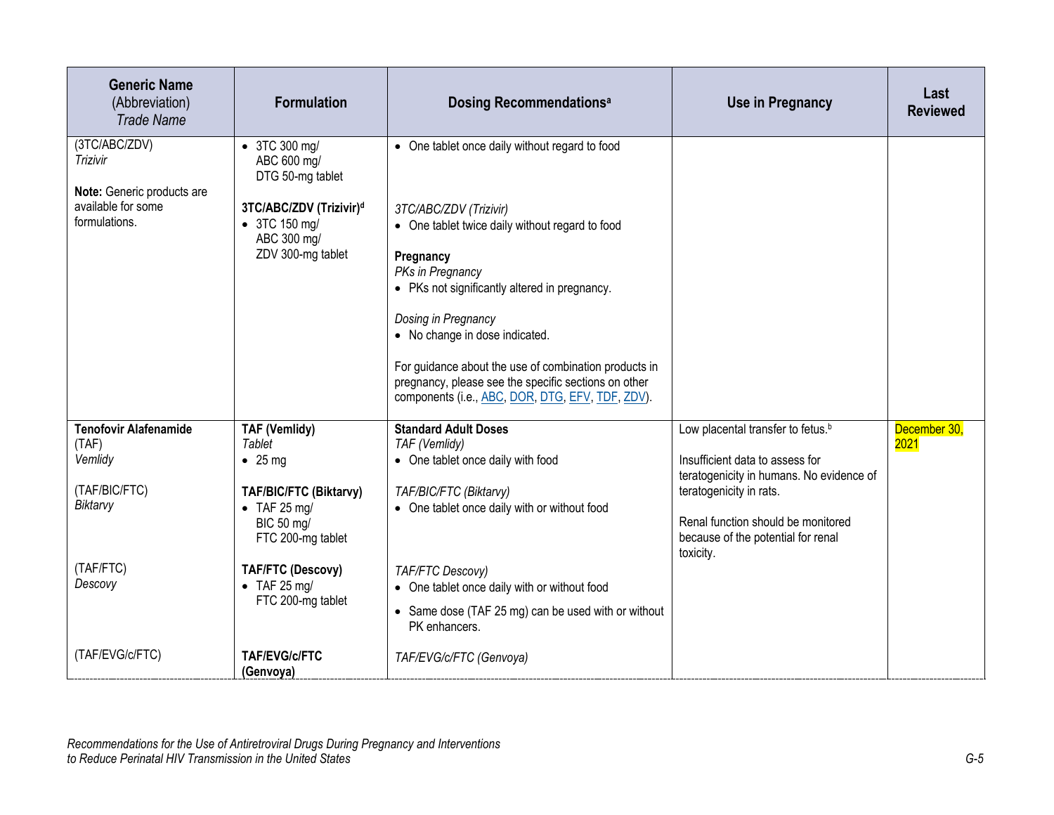| Generic Name (Abbreviation) *Trade Name* | Formulation | Dosing Recommendations[a] | Use in Pregnancy | Last Reviewed |
|---|---|---|---|---|
| (3TC/ABC/ZDV) *Trizivir*<br><br>**Note:** Generic products are available for some formulations. | • 3TC 300 mg/ ABC 600 mg/ DTG 50-mg tablet<br><br>**3TC/ABC/ZDV (Trizivir)[d]**<br>• 3TC 150 mg/ ABC 300 mg/ ZDV 300-mg tablet | • One tablet once daily without regard to food<br><br>*3TC/ABC/ZDV (Trizivir)*<br>• One tablet twice daily without regard to food<br><br>**Pregnancy**<br>*PKs in Pregnancy*<br>• PKs not significantly altered in pregnancy.<br><br>*Dosing in Pregnancy*<br>• No change in dose indicated.<br><br>For guidance about the use of combination products in pregnancy, please see the specific sections on other components (i.e., ABC, DOR, DTG, EFV, TDF, ZDV). | | |
| **Tenofovir Alafenamide** (TAF) *Vemlidy*<br><br>(TAF/BIC/FTC) *Biktarvy*<br><br>(TAF/FTC) *Descovy*<br><br>(TAF/EVG/c/FTC) | **TAF (Vemlidy)**<br>*Tablet*<br>• 25 mg<br><br>**TAF/BIC/FTC (Biktarvy)**<br>• TAF 25 mg/ BIC 50 mg/ FTC 200-mg tablet<br><br>**TAF/FTC (Descovy)**<br>• TAF 25 mg/ FTC 200-mg tablet<br><br>**TAF/EVG/c/FTC (Genvoya)** | **Standard Adult Doses**<br>*TAF (Vemlidy)*<br>• One tablet once daily with food<br><br>*TAF/BIC/FTC (Biktarvy)*<br>• One tablet once daily with or without food<br><br>*TAF/FTC Descovy)*<br>• One tablet once daily with or without food<br>• Same dose (TAF 25 mg) can be used with or without PK enhancers.<br><br>*TAF/EVG/c/FTC (Genvoya)* | Low placental transfer to fetus.[b]<br><br>Insufficient data to assess for teratogenicity in humans. No evidence of teratogenicity in rats.<br><br>Renal function should be monitored because of the potential for renal toxicity. | December 30, 2021 |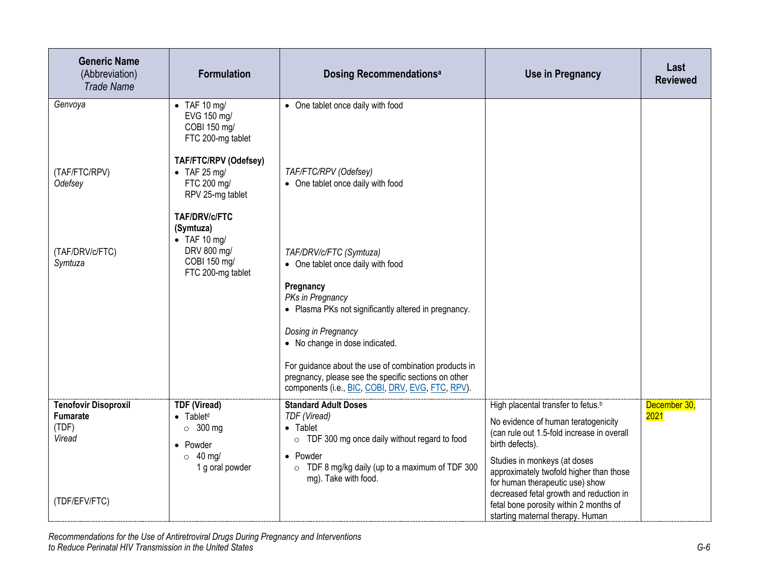| Generic Name (Abbreviation) *Trade Name* | Formulation | Dosing Recommendations[a] | Use in Pregnancy | Last Reviewed |
|---|---|---|---|---|
| *Genvoya*<br><br>(TAF/FTC/RPV) *Odefsey*<br><br>(TAF/DRV/c/FTC) *Symtuza* | • TAF 10 mg/ EVG 150 mg/ COBI 150 mg/ FTC 200-mg tablet<br><br>**TAF/FTC/RPV (Odefsey)**<br>• TAF 25 mg/ FTC 200 mg/ RPV 25-mg tablet<br><br>**TAF/DRV/c/FTC (Symtuza)**<br>• TAF 10 mg/ DRV 800 mg/ COBI 150 mg/ FTC 200-mg tablet | • One tablet once daily with food<br><br>*TAF/FTC/RPV (Odefsey)*<br>• One tablet once daily with food<br><br>*TAF/DRV/c/FTC (Symtuza)*<br>• One tablet once daily with food<br><br>**Pregnancy**<br>*PKs in Pregnancy*<br>• Plasma PKs not significantly altered in pregnancy.<br><br>*Dosing in Pregnancy*<br>• No change in dose indicated.<br><br>For guidance about the use of combination products in pregnancy, please see the specific sections on other components (i.e., BIC, COBI, DRV, EVG, FTC, RPV). | | |
| **Tenofovir Disoproxil Fumarate** (TDF) *Viread*<br><br>(TDF/EFV/FTC) | **TDF (Viread)**<br>• Tablet[d]<br>  ○ 300 mg<br>• Powder<br>  ○ 40 mg/ 1 g oral powder | **Standard Adult Doses**<br>*TDF (Viread)*<br>• Tablet<br>  ○ TDF 300 mg once daily without regard to food<br>• Powder<br>  ○ TDF 8 mg/kg daily (up to a maximum of TDF 300 mg). Take with food. | High placental transfer to fetus.[b]<br><br>No evidence of human teratogenicity (can rule out 1.5-fold increase in overall birth defects).<br><br>Studies in monkeys (at doses approximately twofold higher than those for human therapeutic use) show decreased fetal growth and reduction in fetal bone porosity within 2 months of starting maternal therapy. Human | December 30, 2021 |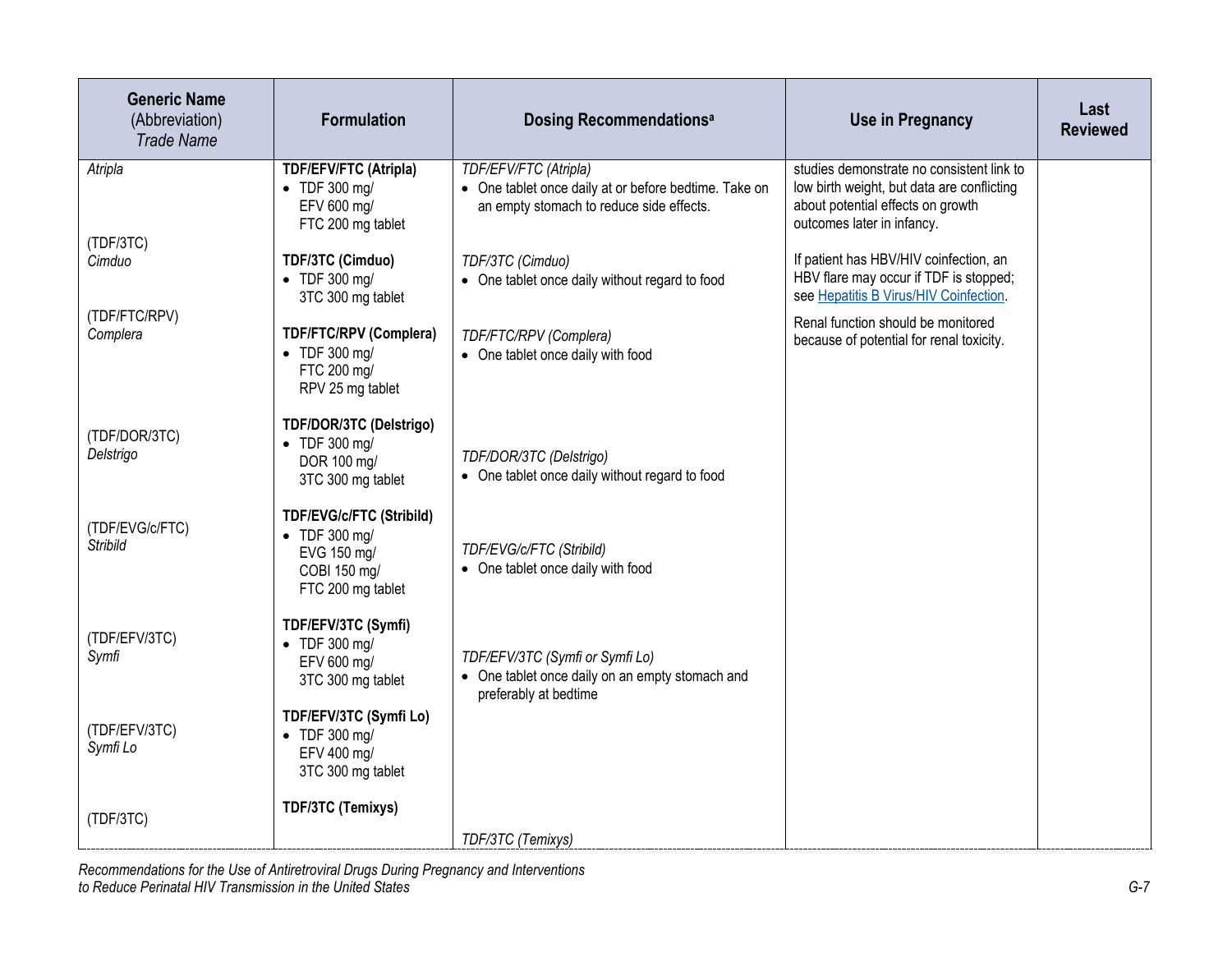| Generic Name (Abbreviation) *Trade Name* | Formulation | Dosing Recommendations[a] | Use in Pregnancy | Last Reviewed |
|---|---|---|---|---|
| *Atripla* | **TDF/EFV/FTC (Atripla)** <br>• TDF 300 mg/ EFV 600 mg/ FTC 200 mg tablet | *TDF/EFV/FTC (Atripla)* <br>• One tablet once daily at or before bedtime. Take on an empty stomach to reduce side effects. | studies demonstrate no consistent link to low birth weight, but data are conflicting about potential effects on growth outcomes later in infancy. | |
| (TDF/3TC) *Cimduo* | **TDF/3TC (Cimduo)** <br>• TDF 300 mg/ 3TC 300 mg tablet | *TDF/3TC (Cimduo)* <br>• One tablet once daily without regard to food | If patient has HBV/HIV coinfection, an HBV flare may occur if TDF is stopped; see [Hepatitis B Virus/HIV Coinfection](). | |
| (TDF/FTC/RPV) *Complera* | **TDF/FTC/RPV (Complera)** <br>• TDF 300 mg/ FTC 200 mg/ RPV 25 mg tablet | *TDF/FTC/RPV (Complera)* <br>• One tablet once daily with food | Renal function should be monitored because of potential for renal toxicity. | |
| (TDF/DOR/3TC) *Delstrigo* | **TDF/DOR/3TC (Delstrigo)** <br>• TDF 300 mg/ DOR 100 mg/ 3TC 300 mg tablet | *TDF/DOR/3TC (Delstrigo)* <br>• One tablet once daily without regard to food | | |
| (TDF/EVG/c/FTC) *Stribild* | **TDF/EVG/c/FTC (Stribild)** <br>• TDF 300 mg/ EVG 150 mg/ COBI 150 mg/ FTC 200 mg tablet | *TDF/EVG/c/FTC (Stribild)* <br>• One tablet once daily with food | | |
| (TDF/EFV/3TC) *Symfi* | **TDF/EFV/3TC (Symfi)** <br>• TDF 300 mg/ EFV 600 mg/ 3TC 300 mg tablet | *TDF/EFV/3TC (Symfi or Symfi Lo)* <br>• One tablet once daily on an empty stomach and preferably at bedtime | | |
| (TDF/EFV/3TC) *Symfi Lo* | **TDF/EFV/3TC (Symfi Lo)** <br>• TDF 300 mg/ EFV 400 mg/ 3TC 300 mg tablet | | | |
| (TDF/3TC) | **TDF/3TC (Temixys)** | *TDF/3TC (Temixys)* | | |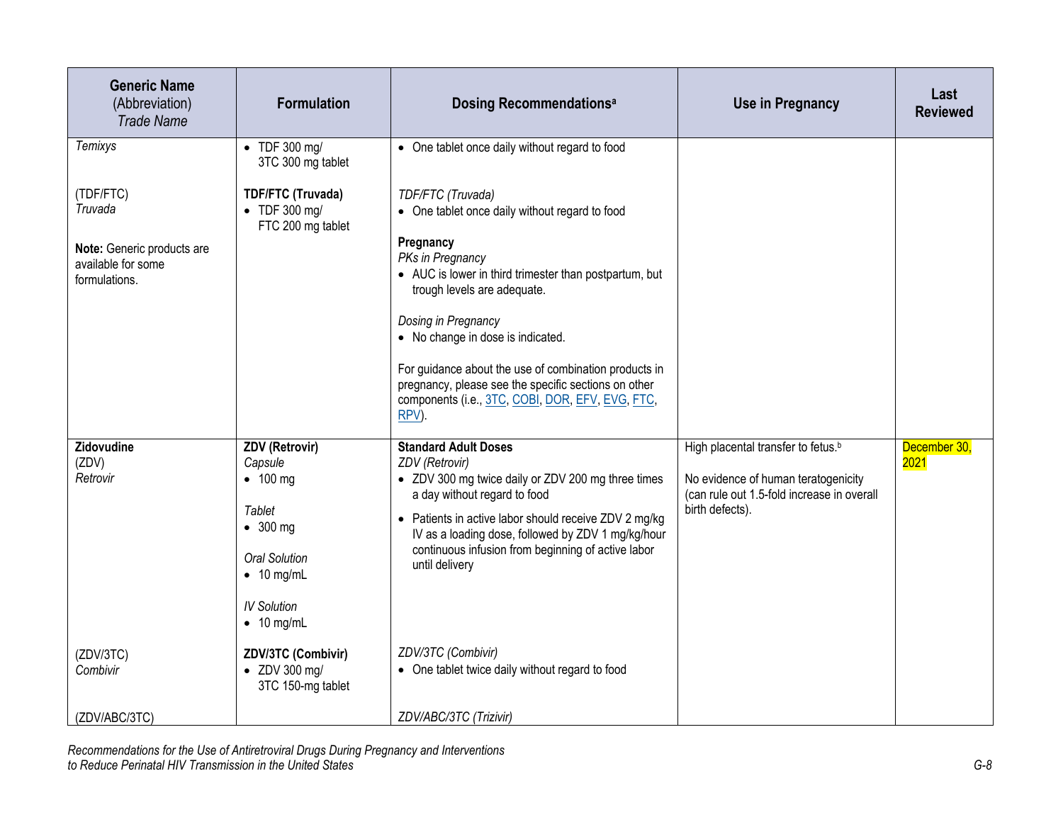| Generic Name (Abbreviation) *Trade Name* | Formulation | Dosing Recommendations[a] | Use in Pregnancy | Last Reviewed |
|---|---|---|---|---|
| *Temixys*<br><br>(TDF/FTC)<br>*Truvada*<br><br>**Note:** Generic products are available for some formulations. | • TDF 300 mg/ 3TC 300 mg tablet<br><br>**TDF/FTC (Truvada)**<br>• TDF 300 mg/ FTC 200 mg tablet | • One tablet once daily without regard to food<br><br>*TDF/FTC (Truvada)*<br>• One tablet once daily without regard to food<br><br>**Pregnancy**<br>*PKs in Pregnancy*<br>• AUC is lower in third trimester than postpartum, but trough levels are adequate.<br><br>*Dosing in Pregnancy*<br>• No change in dose is indicated.<br><br>For guidance about the use of combination products in pregnancy, please see the specific sections on other components (i.e., 3TC, COBI, DOR, EFV, EVG, FTC, RPV). | | |
| **Zidovudine**<br>(ZDV)<br>*Retrovir*<br><br>(ZDV/3TC)<br>*Combivir*<br><br>(ZDV/ABC/3TC) | **ZDV (Retrovir)**<br>*Capsule*<br>• 100 mg<br><br>*Tablet*<br>• 300 mg<br><br>*Oral Solution*<br>• 10 mg/mL<br><br>*IV Solution*<br>• 10 mg/mL<br><br>**ZDV/3TC (Combivir)**<br>• ZDV 300 mg/ 3TC 150-mg tablet | **Standard Adult Doses**<br>*ZDV (Retrovir)*<br>• ZDV 300 mg twice daily or ZDV 200 mg three times a day without regard to food<br>• Patients in active labor should receive ZDV 2 mg/kg IV as a loading dose, followed by ZDV 1 mg/kg/hour continuous infusion from beginning of active labor until delivery<br><br>*ZDV/3TC (Combivir)*<br>• One tablet twice daily without regard to food<br><br>*ZDV/ABC/3TC (Trizivir)* | High placental transfer to fetus.[b]<br><br>No evidence of human teratogenicity (can rule out 1.5-fold increase in overall birth defects). | December 30, 2021 |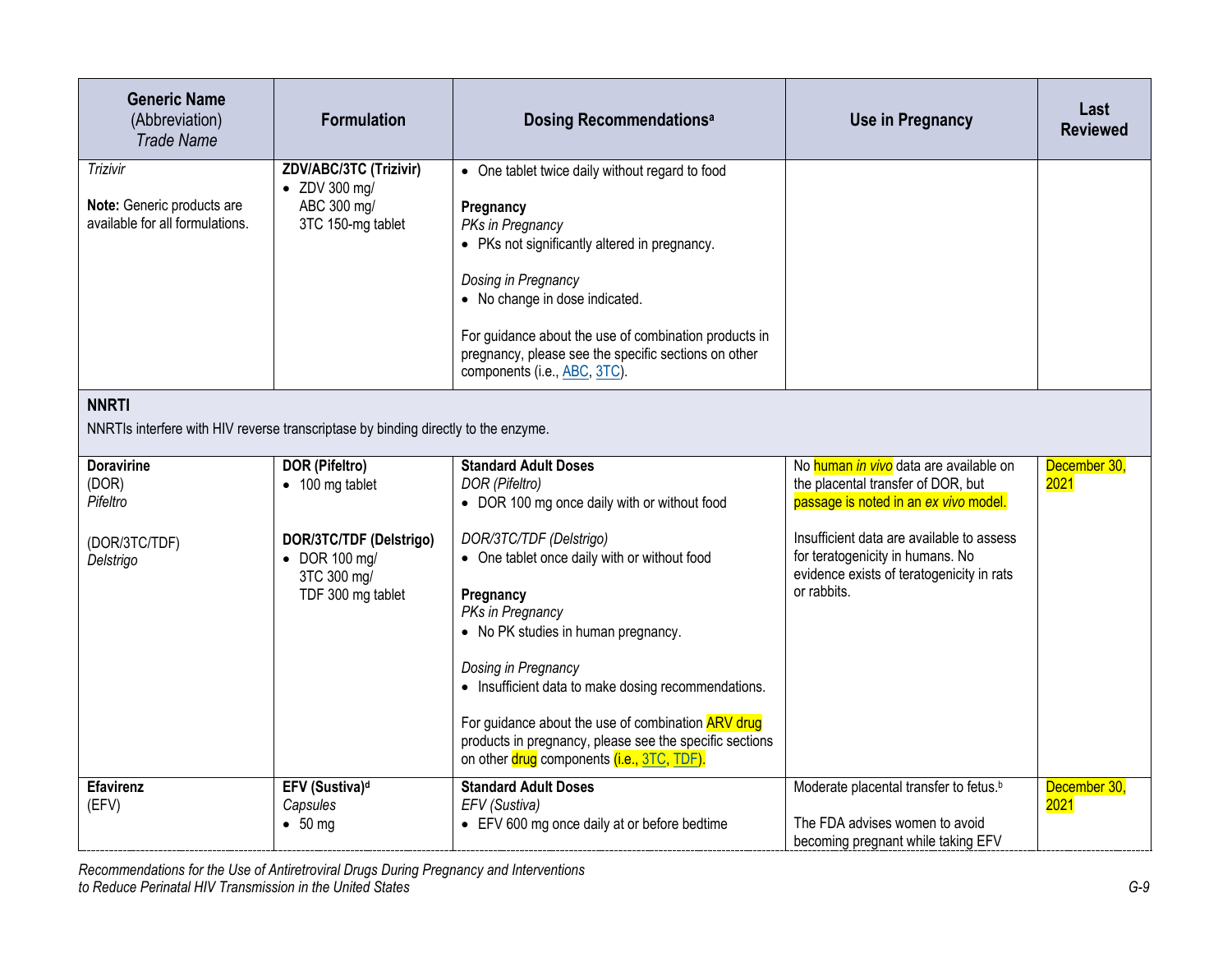| Generic Name (Abbreviation) *Trade Name* | Formulation | Dosing Recommendations[a] | Use in Pregnancy | Last Reviewed |
|---|---|---|---|---|
| *Trizivir*<br><br>**Note:** Generic products are available for all formulations. | **ZDV/ABC/3TC (Trizivir)**<br>• ZDV 300 mg/ ABC 300 mg/ 3TC 150-mg tablet | • One tablet twice daily without regard to food<br><br>**Pregnancy**<br>*PKs in Pregnancy*<br>• PKs not significantly altered in pregnancy.<br><br>*Dosing in Pregnancy*<br>• No change in dose indicated.<br><br>For guidance about the use of combination products in pregnancy, please see the specific sections on other components (i.e., ABC, 3TC). | | |
| **NNRTI**<br>NNRTIs interfere with HIV reverse transcriptase by binding directly to the enzyme. | | | | |
| **Doravirine**<br>(DOR)<br>*Pifeltro*<br><br>(DOR/3TC/TDF)<br>*Delstrigo* | **DOR (Pifeltro)**<br>• 100 mg tablet<br><br>**DOR/3TC/TDF (Delstrigo)**<br>• DOR 100 mg/ 3TC 300 mg/ TDF 300 mg tablet | **Standard Adult Doses**<br>*DOR (Pifeltro)*<br>• DOR 100 mg once daily with or without food<br><br>*DOR/3TC/TDF (Delstrigo)*<br>• One tablet once daily with or without food<br><br>**Pregnancy**<br>*PKs in Pregnancy*<br>• No PK studies in human pregnancy.<br><br>*Dosing in Pregnancy*<br>• Insufficient data to make dosing recommendations.<br><br>For guidance about the use of combination ARV drug products in pregnancy, please see the specific sections on other drug components (i.e., 3TC, TDF). | No human *in vivo* data are available on the placental transfer of DOR, but passage is noted in an *ex vivo* model.<br><br>Insufficient data are available to assess for teratogenicity in humans. No evidence exists of teratogenicity in rats or rabbits. | December 30, 2021 |
| **Efavirenz**<br>(EFV) | **EFV (Sustiva)**[d]<br>*Capsules*<br>• 50 mg | **Standard Adult Doses**<br>*EFV (Sustiva)*<br>• EFV 600 mg once daily at or before bedtime | Moderate placental transfer to fetus.[b]<br><br>The FDA advises women to avoid becoming pregnant while taking EFV | December 30, 2021 |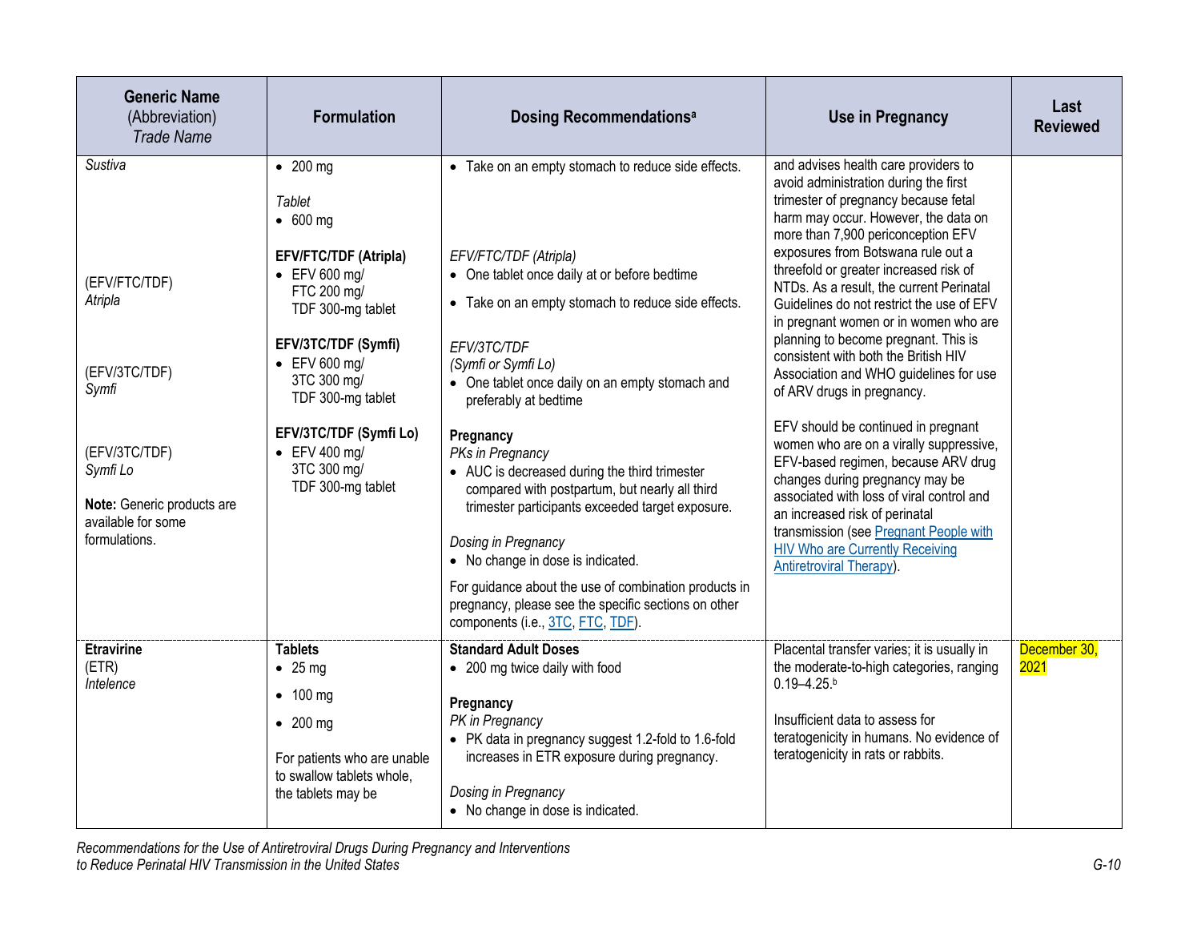| Generic Name (Abbreviation) *Trade Name* | Formulation | Dosing Recommendations[a] | Use in Pregnancy | Last Reviewed |
|---|---|---|---|---|
| *Sustiva*<br><br>(EFV/FTC/TDF)<br>*Atripla*<br><br>(EFV/3TC/TDF)<br>*Symfi*<br><br>(EFV/3TC/TDF)<br>*Symfi Lo*<br><br>**Note:** Generic products are available for some formulations. | • 200 mg<br><br>*Tablet*<br>• 600 mg<br><br>**EFV/FTC/TDF (Atripla)**<br>• EFV 600 mg/ FTC 200 mg/ TDF 300-mg tablet<br><br>**EFV/3TC/TDF (Symfi)**<br>• EFV 600 mg/ 3TC 300 mg/ TDF 300-mg tablet<br><br>**EFV/3TC/TDF (Symfi Lo)**<br>• EFV 400 mg/ 3TC 300 mg/ TDF 300-mg tablet | • Take on an empty stomach to reduce side effects.<br><br>*EFV/FTC/TDF (Atripla)*<br>• One tablet once daily at or before bedtime<br>• Take on an empty stomach to reduce side effects.<br><br>*EFV/3TC/TDF (Symfi or Symfi Lo)*<br>• One tablet once daily on an empty stomach and preferably at bedtime<br><br>**Pregnancy**<br>*PKs in Pregnancy*<br>• AUC is decreased during the third trimester compared with postpartum, but nearly all third trimester participants exceeded target exposure.<br><br>*Dosing in Pregnancy*<br>• No change in dose is indicated.<br><br>For guidance about the use of combination products in pregnancy, please see the specific sections on other components (i.e., 3TC, FTC, TDF). | and advises health care providers to avoid administration during the first trimester of pregnancy because fetal harm may occur. However, the data on more than 7,900 periconception EFV exposures from Botswana rule out a threefold or greater increased risk of NTDs. As a result, the current Perinatal Guidelines do not restrict the use of EFV in pregnant women or in women who are planning to become pregnant. This is consistent with both the British HIV Association and WHO guidelines for use of ARV drugs in pregnancy.<br><br>EFV should be continued in pregnant women who are on a virally suppressive, EFV-based regimen, because ARV drug changes during pregnancy may be associated with loss of viral control and an increased risk of perinatal transmission (see Pregnant People with HIV Who are Currently Receiving Antiretroviral Therapy). | |
| **Etravirine**<br>(ETR)<br>*Intelence* | **Tablets**<br>• 25 mg<br>• 100 mg<br>• 200 mg<br><br>For patients who are unable to swallow tablets whole, the tablets may be | **Standard Adult Doses**<br>• 200 mg twice daily with food<br><br>**Pregnancy**<br>*PK in Pregnancy*<br>• PK data in pregnancy suggest 1.2-fold to 1.6-fold increases in ETR exposure during pregnancy.<br><br>*Dosing in Pregnancy*<br>• No change in dose is indicated. | Placental transfer varies; it is usually in the moderate-to-high categories, ranging 0.19–4.25.[b]<br><br>Insufficient data to assess for teratogenicity in humans. No evidence of teratogenicity in rats or rabbits. | December 30, 2021 |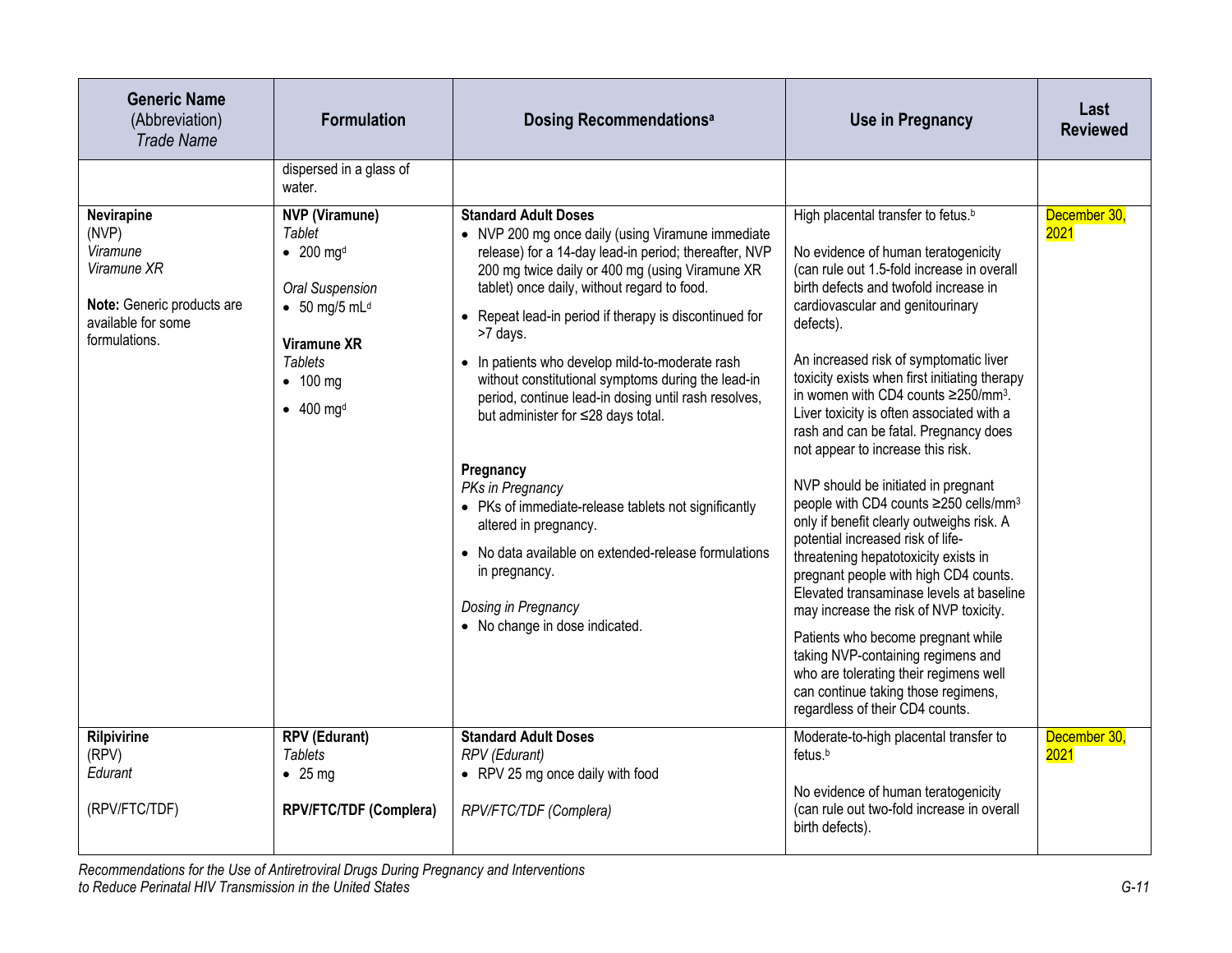| Generic Name (Abbreviation) *Trade Name* | Formulation | Dosing Recommendations[a] | Use in Pregnancy | Last Reviewed |
|---|---|---|---|---|
| | dispersed in a glass of water. | | | |
| **Nevirapine** (NVP) *Viramune* *Viramune XR* <br><br> **Note:** Generic products are available for some formulations. | **NVP (Viramune)** <br> *Tablet* <br> • 200 mg[d] <br><br> *Oral Suspension* <br> • 50 mg/5 mL[d] <br><br> **Viramune XR** <br> *Tablets* <br> • 100 mg <br> • 400 mg[d] | **Standard Adult Doses** <br> • NVP 200 mg once daily (using Viramune immediate release) for a 14-day lead-in period; thereafter, NVP 200 mg twice daily or 400 mg (using Viramune XR tablet) once daily, without regard to food. <br> • Repeat lead-in period if therapy is discontinued for >7 days. <br> • In patients who develop mild-to-moderate rash without constitutional symptoms during the lead-in period, continue lead-in dosing until rash resolves, but administer for ≤28 days total. <br><br> **Pregnancy** <br> *PKs in Pregnancy* <br> • PKs of immediate-release tablets not significantly altered in pregnancy. <br> • No data available on extended-release formulations in pregnancy. <br><br> *Dosing in Pregnancy* <br> • No change in dose indicated. | High placental transfer to fetus.[b] <br><br> No evidence of human teratogenicity (can rule out 1.5-fold increase in overall birth defects and twofold increase in cardiovascular and genitourinary defects). <br><br> An increased risk of symptomatic liver toxicity exists when first initiating therapy in women with CD4 counts ≥250/mm³. Liver toxicity is often associated with a rash and can be fatal. Pregnancy does not appear to increase this risk. <br><br> NVP should be initiated in pregnant people with CD4 counts ≥250 cells/mm³ only if benefit clearly outweighs risk. A potential increased risk of life-threatening hepatotoxicity exists in pregnant people with high CD4 counts. Elevated transaminase levels at baseline may increase the risk of NVP toxicity. <br><br> Patients who become pregnant while taking NVP-containing regimens and who are tolerating their regimens well can continue taking those regimens, regardless of their CD4 counts. | December 30, 2021 |
| **Rilpivirine** (RPV) *Edurant* <br><br> (RPV/FTC/TDF) | **RPV (Edurant)** <br> *Tablets* <br> • 25 mg <br><br> **RPV/FTC/TDF (Complera)** | **Standard Adult Doses** <br> *RPV (Edurant)* <br> • RPV 25 mg once daily with food <br><br> *RPV/FTC/TDF (Complera)* | Moderate-to-high placental transfer to fetus.[b] <br><br> No evidence of human teratogenicity (can rule out two-fold increase in overall birth defects). | December 30, 2021 |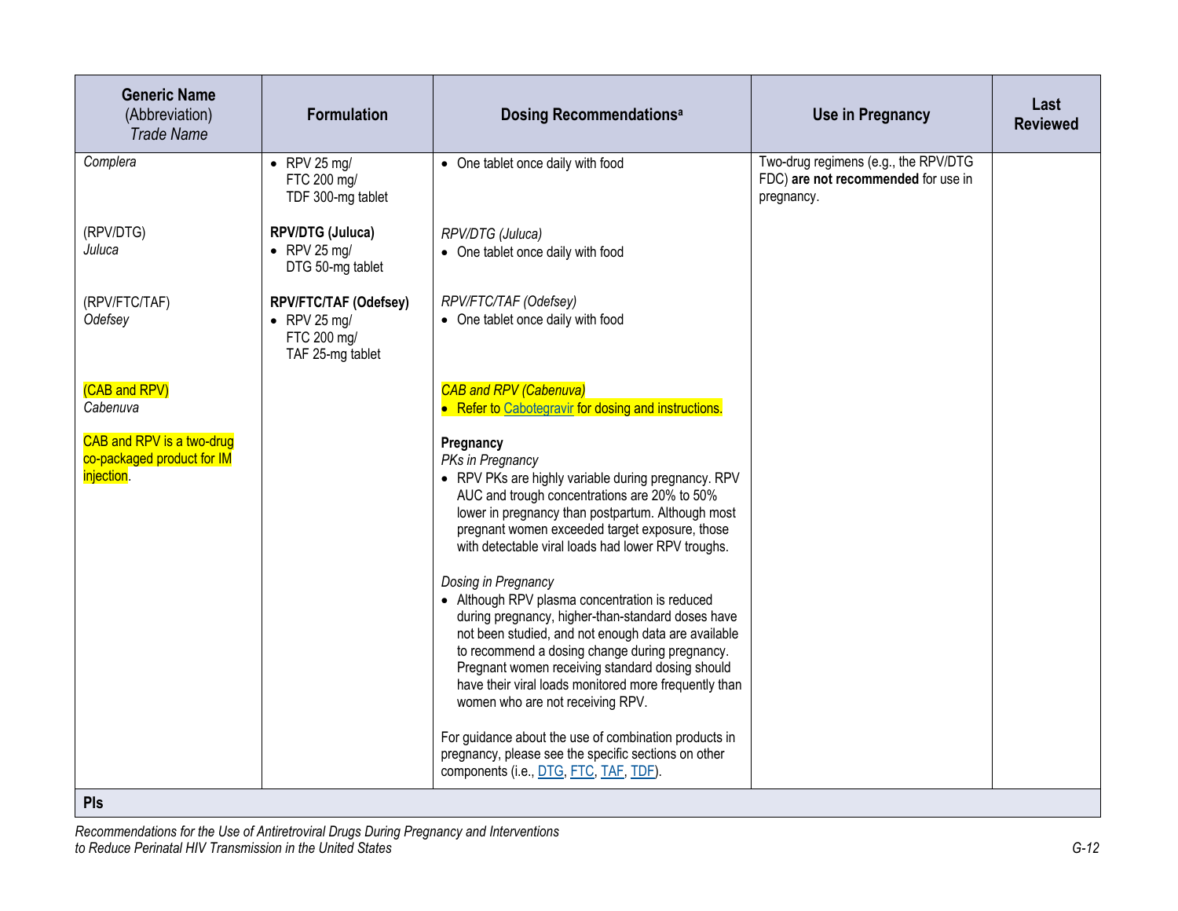| Generic Name (Abbreviation) *Trade Name* | Formulation | Dosing Recommendations[a] | Use in Pregnancy | Last Reviewed |
|---|---|---|---|---|
| *Complera*<br><br>(RPV/DTG)<br>*Juluca*<br><br>(RPV/FTC/TAF)<br>*Odefsey*<br><br>(CAB and RPV)<br>*Cabenuva*<br><br>CAB and RPV is a two-drug co-packaged product for IM injection. | • RPV 25 mg/ FTC 200 mg/ TDF 300-mg tablet<br><br>**RPV/DTG (Juluca)**<br>• RPV 25 mg/ DTG 50-mg tablet<br><br>**RPV/FTC/TAF (Odefsey)**<br>• RPV 25 mg/ FTC 200 mg/ TAF 25-mg tablet | • One tablet once daily with food<br><br>*RPV/DTG (Juluca)*<br>• One tablet once daily with food<br><br>*RPV/FTC/TAF (Odefsey)*<br>• One tablet once daily with food<br><br>*CAB and RPV (Cabenuva)*<br>• Refer to Cabotegravir for dosing and instructions.<br><br>**Pregnancy**<br>*PKs in Pregnancy*<br>• RPV PKs are highly variable during pregnancy. RPV AUC and trough concentrations are 20% to 50% lower in pregnancy than postpartum. Although most pregnant women exceeded target exposure, those with detectable viral loads had lower RPV troughs.<br><br>*Dosing in Pregnancy*<br>• Although RPV plasma concentration is reduced during pregnancy, higher-than-standard doses have not been studied, and not enough data are available to recommend a dosing change during pregnancy. Pregnant women receiving standard dosing should have their viral loads monitored more frequently than women who are not receiving RPV.<br><br>For guidance about the use of combination products in pregnancy, please see the specific sections on other components (i.e., DTG, FTC, TAF, TDF). | Two-drug regimens (e.g., the RPV/DTG FDC) **are not recommended** for use in pregnancy. | |
| **PIs** | | | | |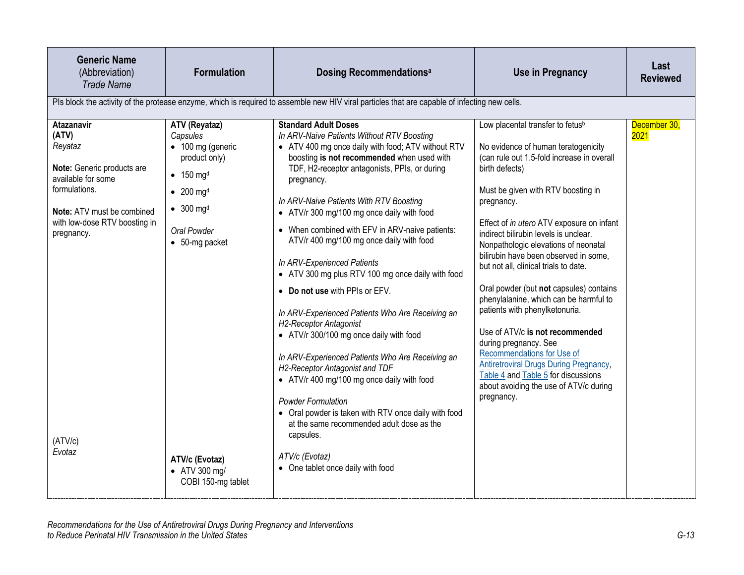| Generic Name (Abbreviation) *Trade Name* | Formulation | Dosing Recommendations[a] | Use in Pregnancy | Last Reviewed |
|---|---|---|---|---|
| PIs block the activity of the protease enzyme, which is required to assemble new HIV viral particles that are capable of infecting new cells. | | | | |
| **Atazanavir (ATV)** *Reyataz*<br><br>**Note:** Generic products are available for some formulations.<br><br>**Note:** ATV must be combined with low-dose RTV boosting in pregnancy.<br><br>(ATV/c) *Evotaz* | **ATV (Reyataz)**<br>*Capsules*<br>• 100 mg (generic product only)<br>• 150 mg[d]<br>• 200 mg[d]<br>• 300 mg[d]<br><br>*Oral Powder*<br>• 50-mg packet<br><br>**ATV/c (Evotaz)**<br>• ATV 300 mg/ COBI 150-mg tablet | **Standard Adult Doses**<br>*In ARV-Naive Patients Without RTV Boosting*<br>• ATV 400 mg once daily with food; ATV without RTV boosting **is not recommended** when used with TDF, H2-receptor antagonists, PPIs, or during pregnancy.<br><br>*In ARV-Naive Patients With RTV Boosting*<br>• ATV/r 300 mg/100 mg once daily with food<br>• When combined with EFV in ARV-naive patients: ATV/r 400 mg/100 mg once daily with food<br><br>*In ARV-Experienced Patients*<br>• ATV 300 mg plus RTV 100 mg once daily with food<br>• **Do not use** with PPIs or EFV.<br><br>*In ARV-Experienced Patients Who Are Receiving an H2-Receptor Antagonist*<br>• ATV/r 300/100 mg once daily with food<br><br>*In ARV-Experienced Patients Who Are Receiving an H2-Receptor Antagonist and TDF*<br>• ATV/r 400 mg/100 mg once daily with food<br><br>*Powder Formulation*<br>• Oral powder is taken with RTV once daily with food at the same recommended adult dose as the capsules.<br><br>*ATV/c (Evotaz)*<br>• One tablet once daily with food | Low placental transfer to fetus[b]<br><br>No evidence of human teratogenicity (can rule out 1.5-fold increase in overall birth defects)<br><br>Must be given with RTV boosting in pregnancy.<br><br>Effect of *in utero* ATV exposure on infant indirect bilirubin levels is unclear. Nonpathologic elevations of neonatal bilirubin have been observed in some, but not all, clinical trials to date.<br><br>Oral powder (but **not** capsules) contains phenylalanine, which can be harmful to patients with phenylketonuria.<br><br>Use of ATV/c **is not recommended** during pregnancy. See Recommendations for Use of Antiretroviral Drugs During Pregnancy, Table 4 and Table 5 for discussions about avoiding the use of ATV/c during pregnancy. | December 30, 2021 |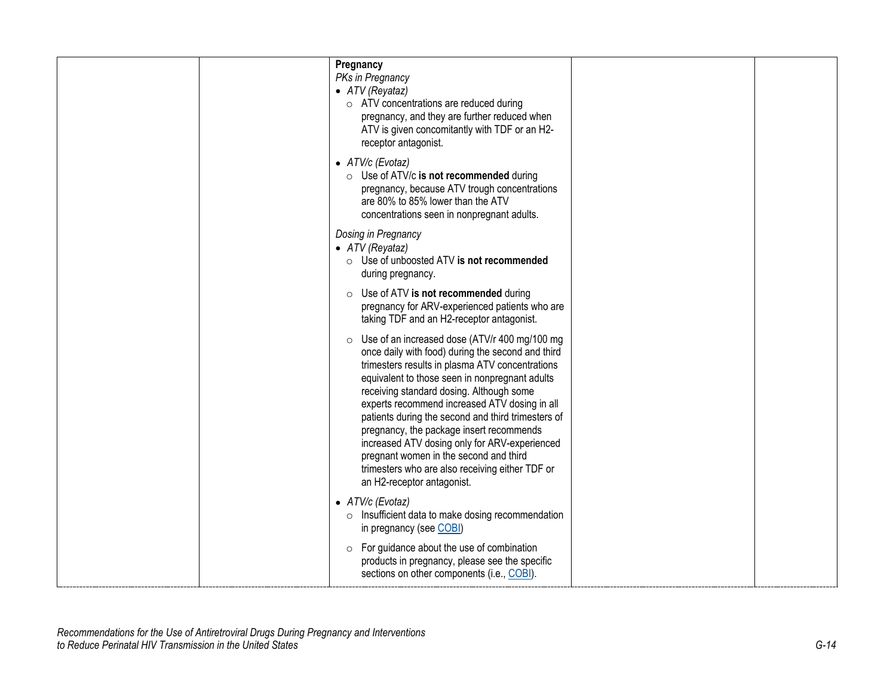| | | | | |
|---|---|---|---|---|
| | | **Pregnancy**<br>*PKs in Pregnancy*<br>• *ATV (Reyataz)*<br>  ○ ATV concentrations are reduced during pregnancy, and they are further reduced when ATV is given concomitantly with TDF or an H2-receptor antagonist.<br>• *ATV/c (Evotaz)*<br>  ○ Use of ATV/c **is not recommended** during pregnancy, because ATV trough concentrations are 80% to 85% lower than the ATV concentrations seen in nonpregnant adults.<br>*Dosing in Pregnancy*<br>• *ATV (Reyataz)*<br>  ○ Use of unboosted ATV **is not recommended** during pregnancy.<br>  ○ Use of ATV **is not recommended** during pregnancy for ARV-experienced patients who are taking TDF and an H2-receptor antagonist.<br>  ○ Use of an increased dose (ATV/r 400 mg/100 mg once daily with food) during the second and third trimesters results in plasma ATV concentrations equivalent to those seen in nonpregnant adults receiving standard dosing. Although some experts recommend increased ATV dosing in all patients during the second and third trimesters of pregnancy, the package insert recommends increased ATV dosing only for ARV-experienced pregnant women in the second and third trimesters who are also receiving either TDF or an H2-receptor antagonist.<br>• *ATV/c (Evotaz)*<br>  ○ Insufficient data to make dosing recommendation in pregnancy (see COBI)<br>  ○ For guidance about the use of combination products in pregnancy, please see the specific sections on other components (i.e., COBI). | | |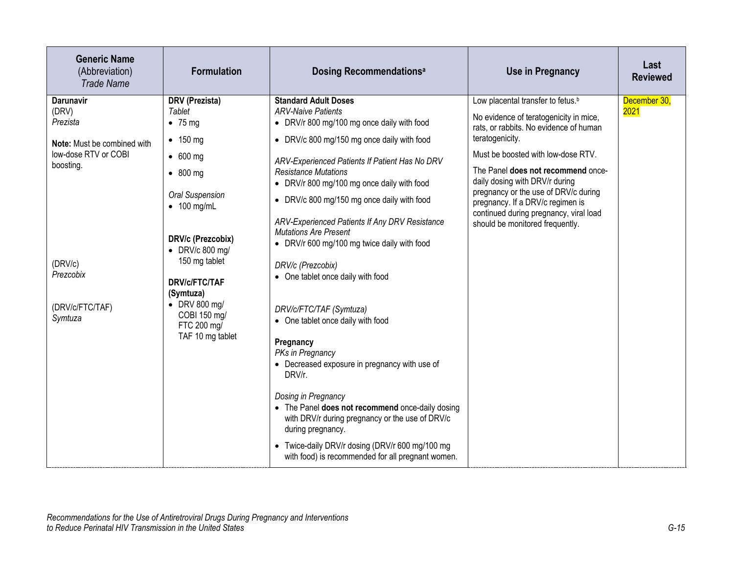| **Generic Name** (Abbreviation) *Trade Name* | **Formulation** | **Dosing Recommendations[a]** | **Use in Pregnancy** | **Last Reviewed** |
|---|---|---|---|---|
| **Darunavir** (DRV) *Prezista* <br><br> **Note:** Must be combined with low-dose RTV or COBI boosting. <br><br> (DRV/c) *Prezcobix* <br><br> (DRV/c/FTC/TAF) *Symtuza* | **DRV (Prezista)** <br> *Tablet* <br> • 75 mg <br> • 150 mg <br> • 600 mg <br> • 800 mg <br><br> *Oral Suspension* <br> • 100 mg/mL <br><br> **DRV/c (Prezcobix)** <br> • DRV/c 800 mg/ 150 mg tablet <br><br> **DRV/c/FTC/TAF (Symtuza)** <br> • DRV 800 mg/ COBI 150 mg/ FTC 200 mg/ TAF 10 mg tablet | **Standard Adult Doses** <br> *ARV-Naive Patients* <br> • DRV/r 800 mg/100 mg once daily with food <br> • DRV/c 800 mg/150 mg once daily with food <br><br> *ARV-Experienced Patients If Patient Has No DRV Resistance Mutations* <br> • DRV/r 800 mg/100 mg once daily with food <br> • DRV/c 800 mg/150 mg once daily with food <br><br> *ARV-Experienced Patients If Any DRV Resistance Mutations Are Present* <br> • DRV/r 600 mg/100 mg twice daily with food <br><br> *DRV/c (Prezcobix)* <br> • One tablet once daily with food <br><br> *DRV/c/FTC/TAF (Symtuza)* <br> • One tablet once daily with food <br><br> **Pregnancy** <br> *PKs in Pregnancy* <br> • Decreased exposure in pregnancy with use of DRV/r. <br><br> *Dosing in Pregnancy* <br> • The Panel **does not recommend** once-daily dosing with DRV/r during pregnancy or the use of DRV/c during pregnancy. <br> • Twice-daily DRV/r dosing (DRV/r 600 mg/100 mg with food) is recommended for all pregnant women. | Low placental transfer to fetus.[b] <br><br> No evidence of teratogenicity in mice, rats, or rabbits. No evidence of human teratogenicity. <br><br> Must be boosted with low-dose RTV. <br><br> The Panel **does not recommend** once-daily dosing with DRV/r during pregnancy or the use of DRV/c during pregnancy. If a DRV/c regimen is continued during pregnancy, viral load should be monitored frequently. | December 30, 2021 |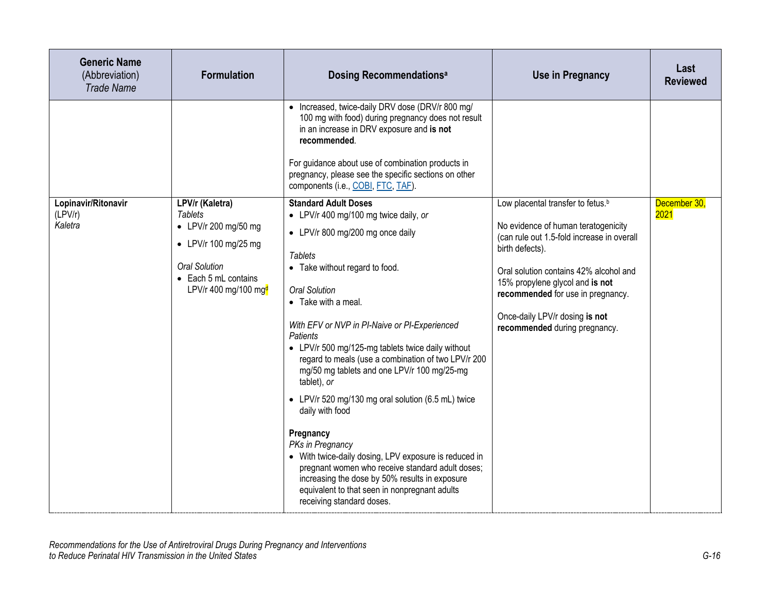| **Generic Name** (Abbreviation) *Trade Name* | **Formulation** | **Dosing Recommendations**[a] | **Use in Pregnancy** | **Last Reviewed** |
|---|---|---|---|---|
| | | • Increased, twice-daily DRV dose (DRV/r 800 mg/ 100 mg with food) during pregnancy does not result in an increase in DRV exposure and **is not recommended**.<br><br>For guidance about use of combination products in pregnancy, please see the specific sections on other components (i.e., COBI, FTC, TAF). | | |
| **Lopinavir/Ritonavir** (LPV/r) *Kaletra* | **LPV/r (Kaletra)**<br>*Tablets*<br>• LPV/r 200 mg/50 mg<br>• LPV/r 100 mg/25 mg<br><br>*Oral Solution*<br>• Each 5 mL contains LPV/r 400 mg/100 mg[d] | **Standard Adult Doses**<br>• LPV/r 400 mg/100 mg twice daily, *or*<br>• LPV/r 800 mg/200 mg once daily<br><br>*Tablets*<br>• Take without regard to food.<br><br>*Oral Solution*<br>• Take with a meal.<br><br>*With EFV or NVP in PI-Naive or PI-Experienced Patients*<br>• LPV/r 500 mg/125-mg tablets twice daily without regard to meals (use a combination of two LPV/r 200 mg/50 mg tablets and one LPV/r 100 mg/25-mg tablet), *or*<br>• LPV/r 520 mg/130 mg oral solution (6.5 mL) twice daily with food<br><br>**Pregnancy**<br>*PKs in Pregnancy*<br>• With twice-daily dosing, LPV exposure is reduced in pregnant women who receive standard adult doses; increasing the dose by 50% results in exposure equivalent to that seen in nonpregnant adults receiving standard doses. | Low placental transfer to fetus.[b]<br><br>No evidence of human teratogenicity (can rule out 1.5-fold increase in overall birth defects).<br><br>Oral solution contains 42% alcohol and 15% propylene glycol and **is not recommended** for use in pregnancy.<br><br>Once-daily LPV/r dosing **is not recommended** during pregnancy. | December 30, 2021 |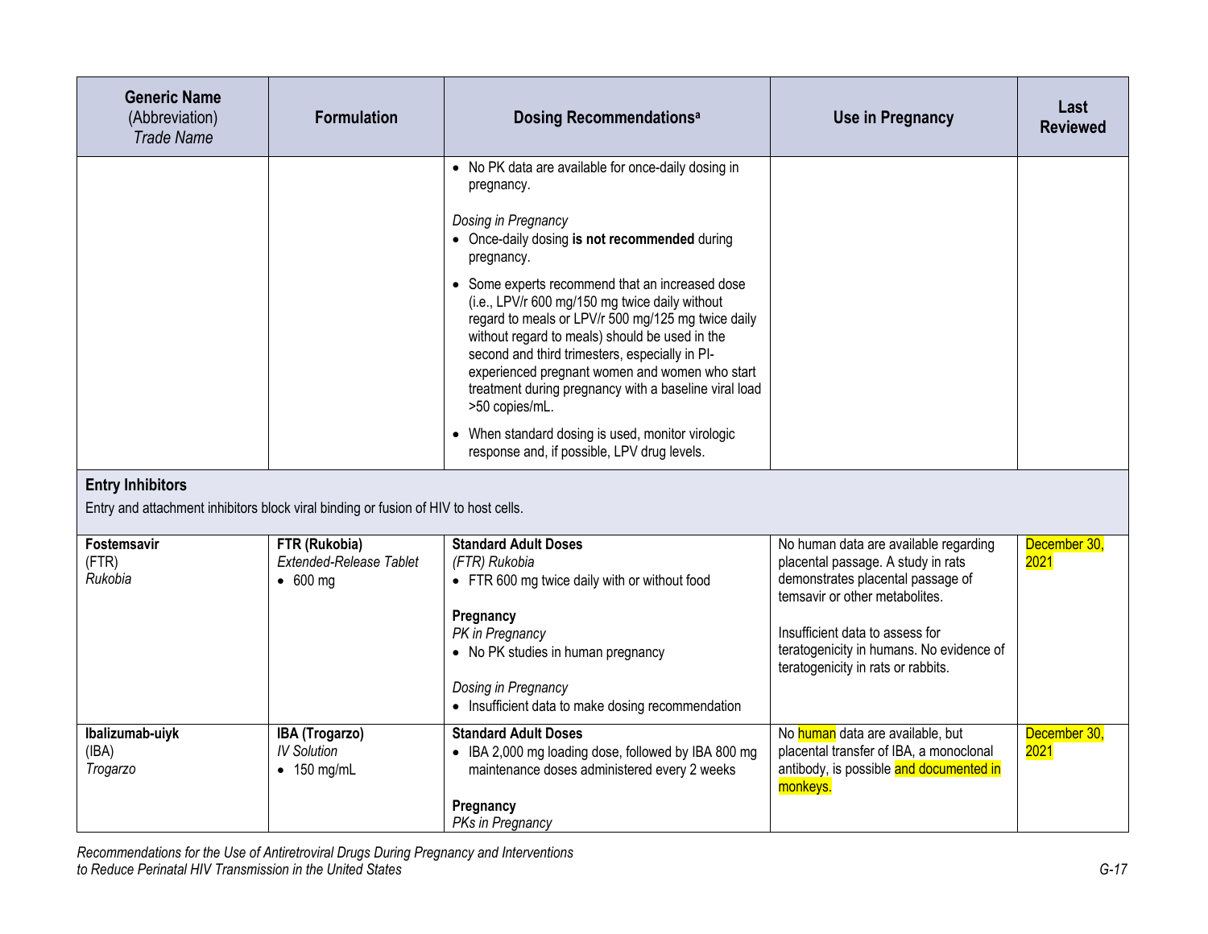| Generic Name (Abbreviation) *Trade Name* | Formulation | Dosing Recommendations[a] | Use in Pregnancy | Last Reviewed |
|---|---|---|---|---|
| | | • No PK data are available for once-daily dosing in pregnancy.<br><br>*Dosing in Pregnancy*<br>• Once-daily dosing **is not recommended** during pregnancy.<br>• Some experts recommend that an increased dose (i.e., LPV/r 600 mg/150 mg twice daily without regard to meals or LPV/r 500 mg/125 mg twice daily without regard to meals) should be used in the second and third trimesters, especially in PI-experienced pregnant women and women who start treatment during pregnancy with a baseline viral load >50 copies/mL.<br>• When standard dosing is used, monitor virologic response and, if possible, LPV drug levels. | | |
| **Entry Inhibitors**<br>Entry and attachment inhibitors block viral binding or fusion of HIV to host cells. | | | | |
| **Fostemsavir** (FTR) *Rukobia* | **FTR (Rukobia)**<br>*Extended-Release Tablet*<br>• 600 mg | **Standard Adult Doses**<br>*(FTR) Rukobia*<br>• FTR 600 mg twice daily with or without food<br><br>**Pregnancy**<br>*PK in Pregnancy*<br>• No PK studies in human pregnancy<br><br>*Dosing in Pregnancy*<br>• Insufficient data to make dosing recommendation | No human data are available regarding placental passage. A study in rats demonstrates placental passage of temsavir or other metabolites.<br><br>Insufficient data to assess for teratogenicity in humans. No evidence of teratogenicity in rats or rabbits. | December 30, 2021 |
| **Ibalizumab-uiyk** (IBA) *Trogarzo* | **IBA (Trogarzo)**<br>*IV Solution*<br>• 150 mg/mL | **Standard Adult Doses**<br>• IBA 2,000 mg loading dose, followed by IBA 800 mg maintenance doses administered every 2 weeks<br><br>**Pregnancy**<br>*PKs in Pregnancy* | No human data are available, but placental transfer of IBA, a monoclonal antibody, is possible and documented in monkeys. | December 30, 2021 |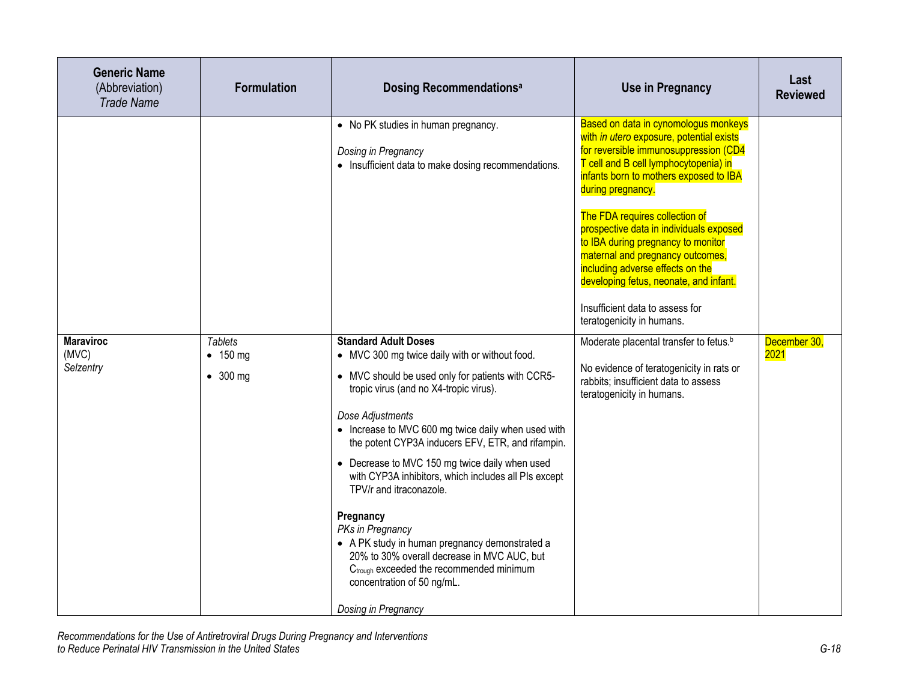| Generic Name (Abbreviation) *Trade Name* | Formulation | Dosing Recommendations[a] | Use in Pregnancy | Last Reviewed |
|---|---|---|---|---|
| | | • No PK studies in human pregnancy.<br><br>*Dosing in Pregnancy*<br>• Insufficient data to make dosing recommendations. | Based on data in cynomologus monkeys with *in utero* exposure, potential exists for reversible immunosuppression (CD4 T cell and B cell lymphocytopenia) in infants born to mothers exposed to IBA during pregnancy.<br><br>The FDA requires collection of prospective data in individuals exposed to IBA during pregnancy to monitor maternal and pregnancy outcomes, including adverse effects on the developing fetus, neonate, and infant.<br><br>Insufficient data to assess for teratogenicity in humans. | |
| **Maraviroc** (MVC) *Selzentry* | *Tablets*<br>• 150 mg<br>• 300 mg | **Standard Adult Doses**<br>• MVC 300 mg twice daily with or without food.<br>• MVC should be used only for patients with CCR5-tropic virus (and no X4-tropic virus).<br><br>*Dose Adjustments*<br>• Increase to MVC 600 mg twice daily when used with the potent CYP3A inducers EFV, ETR, and rifampin.<br>• Decrease to MVC 150 mg twice daily when used with CYP3A inhibitors, which includes all PIs except TPV/r and itraconazole.<br><br>**Pregnancy**<br>*PKs in Pregnancy*<br>• A PK study in human pregnancy demonstrated a 20% to 30% overall decrease in MVC AUC, but $C_{trough}$ exceeded the recommended minimum concentration of 50 ng/mL.<br><br>*Dosing in Pregnancy* | Moderate placental transfer to fetus.[b]<br><br>No evidence of teratogenicity in rats or rabbits; insufficient data to assess teratogenicity in humans. | December 30, 2021 |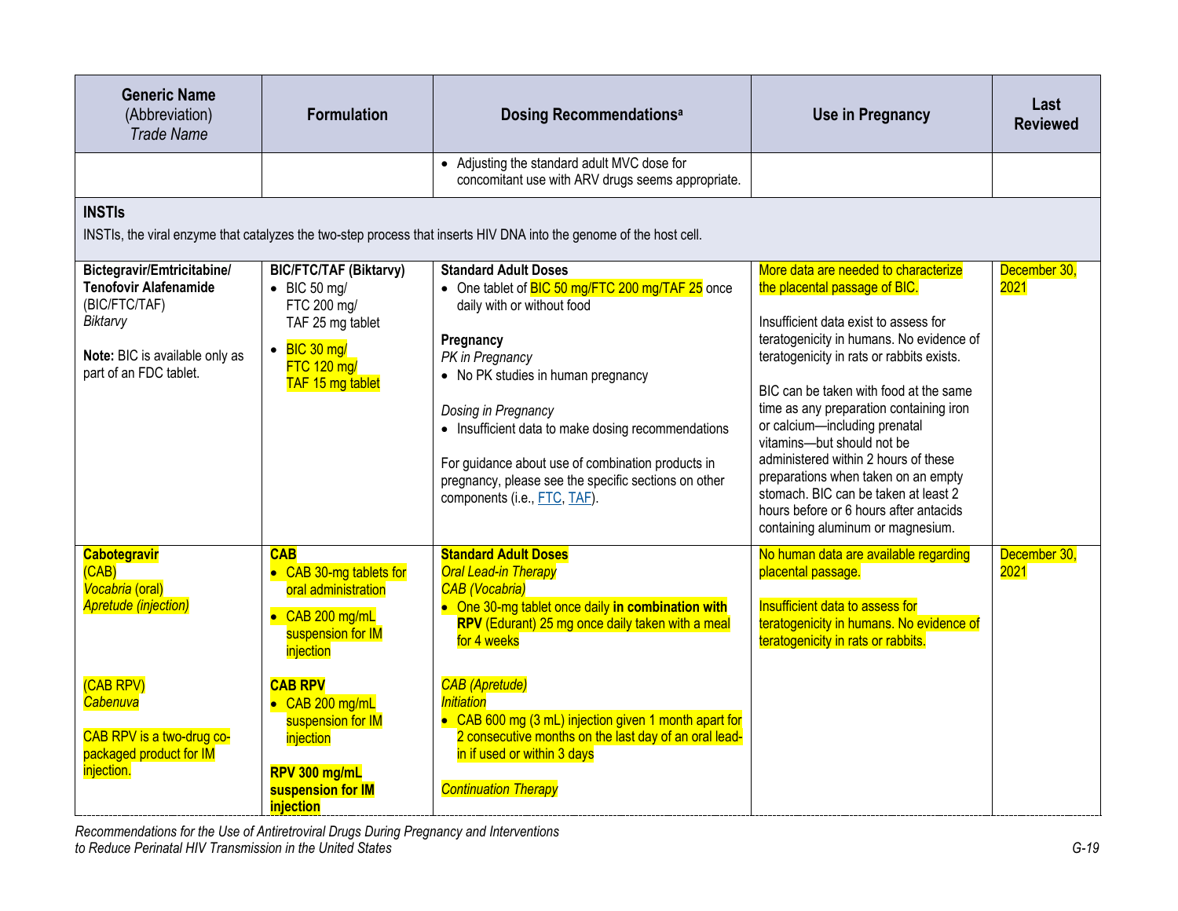| Generic Name (Abbreviation) *Trade Name* | Formulation | Dosing Recommendations[a] | Use in Pregnancy | Last Reviewed |
|---|---|---|---|---|
| | | • Adjusting the standard adult MVC dose for concomitant use with ARV drugs seems appropriate. | | |
| **INSTIs**<br>INSTIs, the viral enzyme that catalyzes the two-step process that inserts HIV DNA into the genome of the host cell. | | | | |
| **Bictegravir/Emtricitabine/ Tenofovir Alafenamide** (BIC/FTC/TAF) *Biktarvy*<br><br>**Note:** BIC is available only as part of an FDC tablet. | **BIC/FTC/TAF (Biktarvy)**<br>• BIC 50 mg/ FTC 200 mg/ TAF 25 mg tablet<br>• BIC 30 mg/ FTC 120 mg/ TAF 15 mg tablet | **Standard Adult Doses**<br>• One tablet of BIC 50 mg/FTC 200 mg/TAF 25 once daily with or without food<br><br>**Pregnancy**<br>*PK in Pregnancy*<br>• No PK studies in human pregnancy<br><br>*Dosing in Pregnancy*<br>• Insufficient data to make dosing recommendations<br><br>For guidance about use of combination products in pregnancy, please see the specific sections on other components (i.e., FTC, TAF). | More data are needed to characterize the placental passage of BIC.<br><br>Insufficient data exist to assess for teratogenicity in humans. No evidence of teratogenicity in rats or rabbits exists.<br><br>BIC can be taken with food at the same time as any preparation containing iron or calcium—including prenatal vitamins—but should not be administered within 2 hours of these preparations when taken on an empty stomach. BIC can be taken at least 2 hours before or 6 hours after antacids containing aluminum or magnesium. | December 30, 2021 |
| **Cabotegravir** (CAB) *Vocabria* (oral) *Apretude (injection)*<br><br>(CAB RPV) *Cabenuva*<br><br>CAB RPV is a two-drug co-packaged product for IM injection. | **CAB**<br>• CAB 30-mg tablets for oral administration<br>• CAB 200 mg/mL suspension for IM injection<br><br>**CAB RPV**<br>• CAB 200 mg/mL suspension for IM injection<br><br>**RPV 300 mg/mL suspension for IM injection** | **Standard Adult Doses**<br>*Oral Lead-in Therapy*<br>*CAB (Vocabria)*<br>• One 30-mg tablet once daily **in combination with RPV** (Edurant) 25 mg once daily taken with a meal for 4 weeks<br><br>*CAB (Apretude)*<br>*Initiation*<br>• CAB 600 mg (3 mL) injection given 1 month apart for 2 consecutive months on the last day of an oral lead-in if used or within 3 days<br><br>*Continuation Therapy* | No human data are available regarding placental passage.<br><br>Insufficient data to assess for teratogenicity in humans. No evidence of teratogenicity in rats or rabbits. | December 30, 2021 |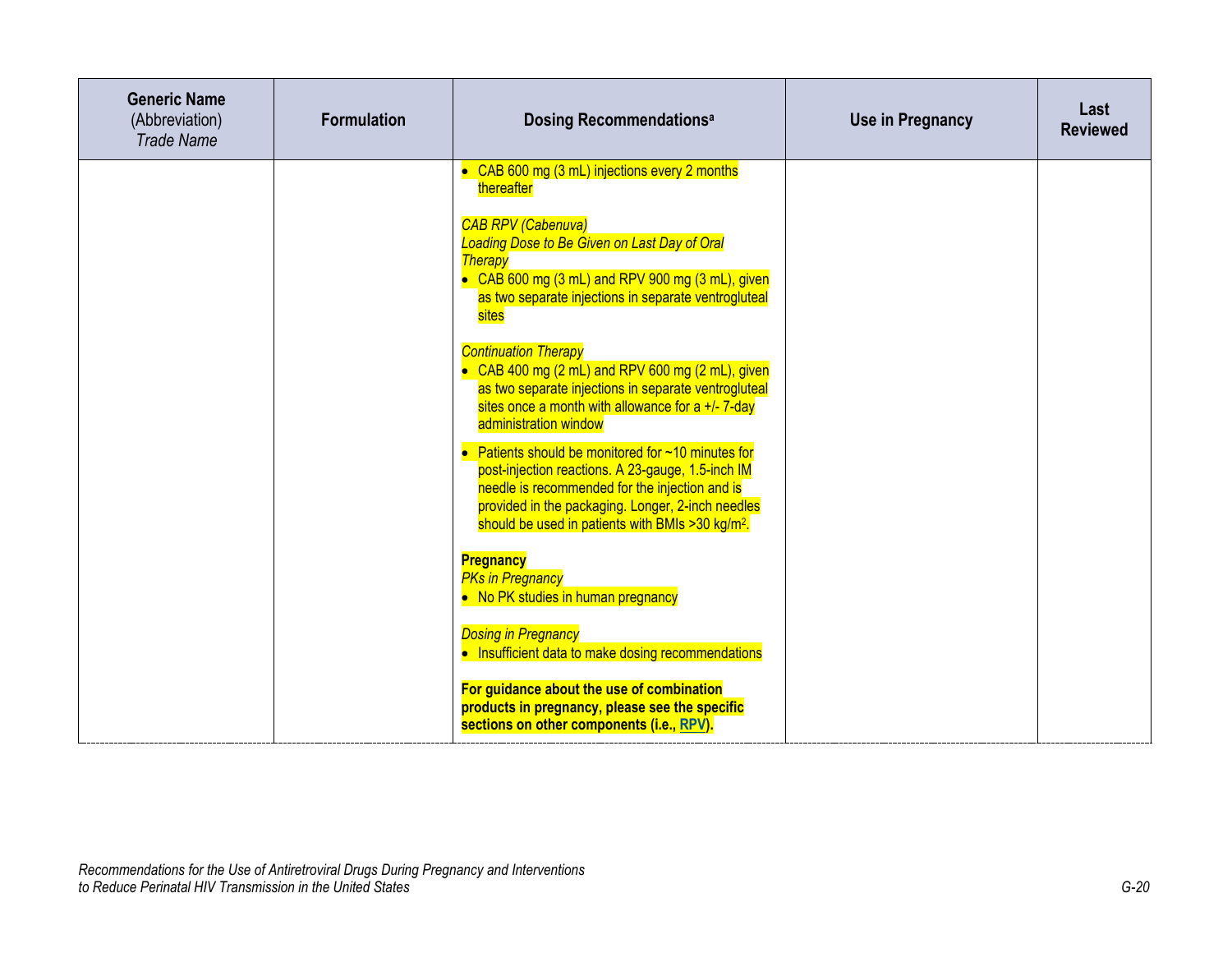| **Generic Name** (Abbreviation) *Trade Name* | **Formulation** | **Dosing Recommendations[a]** | **Use in Pregnancy** | **Last Reviewed** |
|---|---|---|---|---|
| | | • CAB 600 mg (3 mL) injections every 2 months thereafter<br><br>*CAB RPV (Cabenuva)*<br>*Loading Dose to Be Given on Last Day of Oral Therapy*<br>• CAB 600 mg (3 mL) and RPV 900 mg (3 mL), given as two separate injections in separate ventrogluteal sites<br><br>*Continuation Therapy*<br>• CAB 400 mg (2 mL) and RPV 600 mg (2 mL), given as two separate injections in separate ventrogluteal sites once a month with allowance for a +/- 7-day administration window<br><br>• Patients should be monitored for ~10 minutes for post-injection reactions. A 23-gauge, 1.5-inch IM needle is recommended for the injection and is provided in the packaging. Longer, 2-inch needles should be used in patients with BMIs >30 kg/$m^2$.<br><br>**Pregnancy**<br>*PKs in Pregnancy*<br>• No PK studies in human pregnancy<br><br>*Dosing in Pregnancy*<br>• Insufficient data to make dosing recommendations<br><br>**For guidance about the use of combination products in pregnancy, please see the specific sections on other components (i.e., RPV).** | | |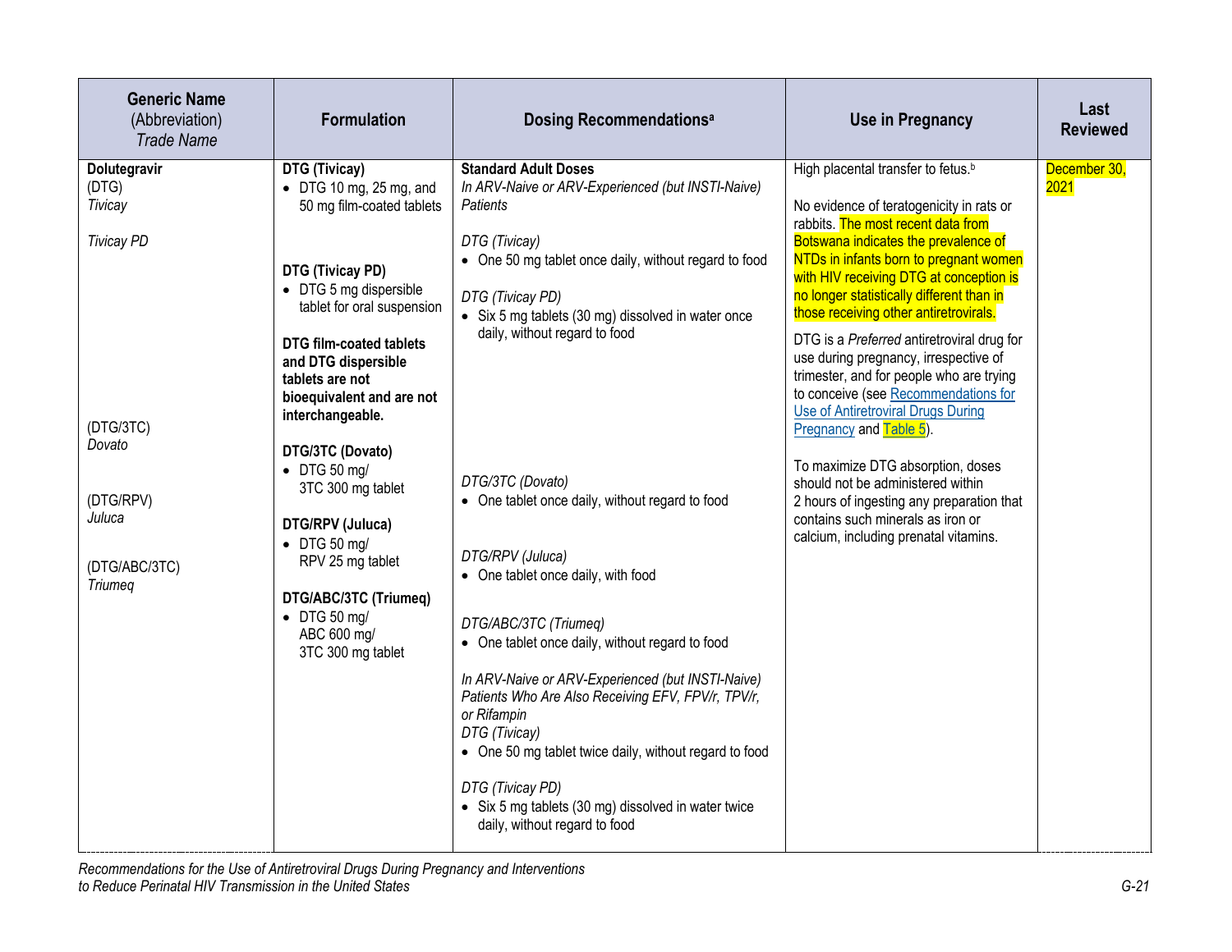| Generic Name (Abbreviation) *Trade Name* | Formulation | Dosing Recommendations[a] | Use in Pregnancy | Last Reviewed |
|---|---|---|---|---|
| **Dolutegravir** (DTG) *Tivicay* <br><br> *Tivicay PD* <br><br> (DTG/3TC) *Dovato* <br><br> (DTG/RPV) *Juluca* <br><br> (DTG/ABC/3TC) *Triumeq* | **DTG (Tivicay)** <br> • DTG 10 mg, 25 mg, and 50 mg film-coated tablets <br><br> **DTG (Tivicay PD)** <br> • DTG 5 mg dispersible tablet for oral suspension <br><br> **DTG film-coated tablets and DTG dispersible tablets are not bioequivalent and are not interchangeable.** <br><br> **DTG/3TC (Dovato)** <br> • DTG 50 mg/ 3TC 300 mg tablet <br><br> **DTG/RPV (Juluca)** <br> • DTG 50 mg/ RPV 25 mg tablet <br><br> **DTG/ABC/3TC (Triumeq)** <br> • DTG 50 mg/ ABC 600 mg/ 3TC 300 mg tablet | **Standard Adult Doses** <br> *In ARV-Naive or ARV-Experienced (but INSTI-Naive) Patients* <br><br> *DTG (Tivicay)* <br> • One 50 mg tablet once daily, without regard to food <br><br> *DTG (Tivicay PD)* <br> • Six 5 mg tablets (30 mg) dissolved in water once daily, without regard to food <br><br> *DTG/3TC (Dovato)* <br> • One tablet once daily, without regard to food <br><br> *DTG/RPV (Juluca)* <br> • One tablet once daily, with food <br><br> *DTG/ABC/3TC (Triumeq)* <br> • One tablet once daily, without regard to food <br><br> *In ARV-Naive or ARV-Experienced (but INSTI-Naive) Patients Who Are Also Receiving EFV, FPV/r, TPV/r, or Rifampin* <br> *DTG (Tivicay)* <br> • One 50 mg tablet twice daily, without regard to food <br><br> *DTG (Tivicay PD)* <br> • Six 5 mg tablets (30 mg) dissolved in water twice daily, without regard to food | High placental transfer to fetus.[b] <br><br> No evidence of teratogenicity in rats or rabbits. The most recent data from Botswana indicates the prevalence of NTDs in infants born to pregnant women with HIV receiving DTG at conception is no longer statistically different than in those receiving other antiretrovirals. <br><br> DTG is a *Preferred* antiretroviral drug for use during pregnancy, irrespective of trimester, and for people who are trying to conceive (see Recommendations for Use of Antiretroviral Drugs During Pregnancy and Table 5). <br><br> To maximize DTG absorption, doses should not be administered within 2 hours of ingesting any preparation that contains such minerals as iron or calcium, including prenatal vitamins. | December 30, 2021 |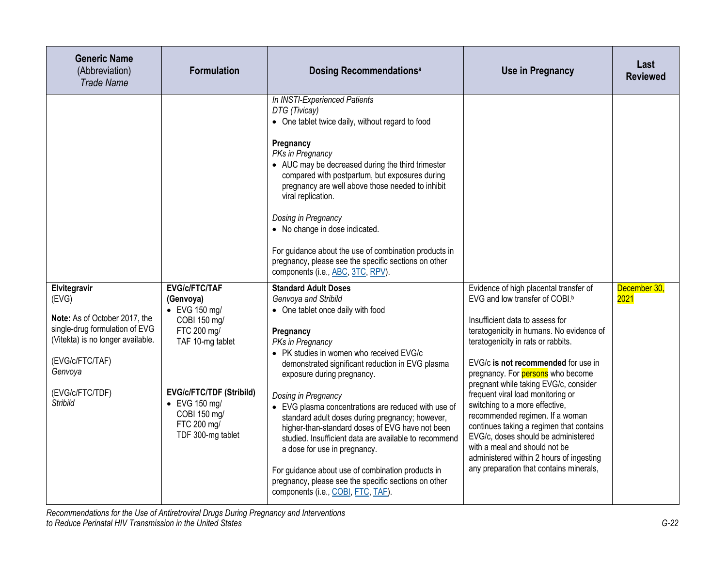| Generic Name (Abbreviation) *Trade Name* | Formulation | Dosing Recommendations[a] | Use in Pregnancy | Last Reviewed |
|---|---|---|---|---|
| | | *In INSTI-Experienced Patients*<br>*DTG (Tivicay)*<br>• One tablet twice daily, without regard to food<br><br>**Pregnancy**<br>*PKs in Pregnancy*<br>• AUC may be decreased during the third trimester compared with postpartum, but exposures during pregnancy are well above those needed to inhibit viral replication.<br><br>*Dosing in Pregnancy*<br>• No change in dose indicated.<br><br>For guidance about the use of combination products in pregnancy, please see the specific sections on other components (i.e., ABC, 3TC, RPV). | | |
| **Elvitegravir** (EVG)<br><br>**Note:** As of October 2017, the single-drug formulation of EVG (Vitekta) is no longer available.<br><br>(EVG/c/FTC/TAF) *Genvoya*<br><br>(EVG/c/FTC/TDF) *Stribild* | **EVG/c/FTC/TAF (Genvoya)**<br>• EVG 150 mg/ COBI 150 mg/ FTC 200 mg/ TAF 10-mg tablet<br><br>**EVG/c/FTC/TDF (Stribild)**<br>• EVG 150 mg/ COBI 150 mg/ FTC 200 mg/ TDF 300-mg tablet | **Standard Adult Doses**<br>*Genvoya and Stribild*<br>• One tablet once daily with food<br><br>**Pregnancy**<br>*PKs in Pregnancy*<br>• PK studies in women who received EVG/c demonstrated significant reduction in EVG plasma exposure during pregnancy.<br><br>*Dosing in Pregnancy*<br>• EVG plasma concentrations are reduced with use of standard adult doses during pregnancy; however, higher-than-standard doses of EVG have not been studied. Insufficient data are available to recommend a dose for use in pregnancy.<br><br>For guidance about use of combination products in pregnancy, please see the specific sections on other components (i.e., COBI, FTC, TAF). | Evidence of high placental transfer of EVG and low transfer of COBI.[b]<br><br>Insufficient data to assess for teratogenicity in humans. No evidence of teratogenicity in rats or rabbits.<br><br>EVG/c **is not recommended** for use in pregnancy. For persons who become pregnant while taking EVG/c, consider frequent viral load monitoring or switching to a more effective, recommended regimen. If a woman continues taking a regimen that contains EVG/c, doses should be administered with a meal and should not be administered within 2 hours of ingesting any preparation that contains minerals, | December 30, 2021 |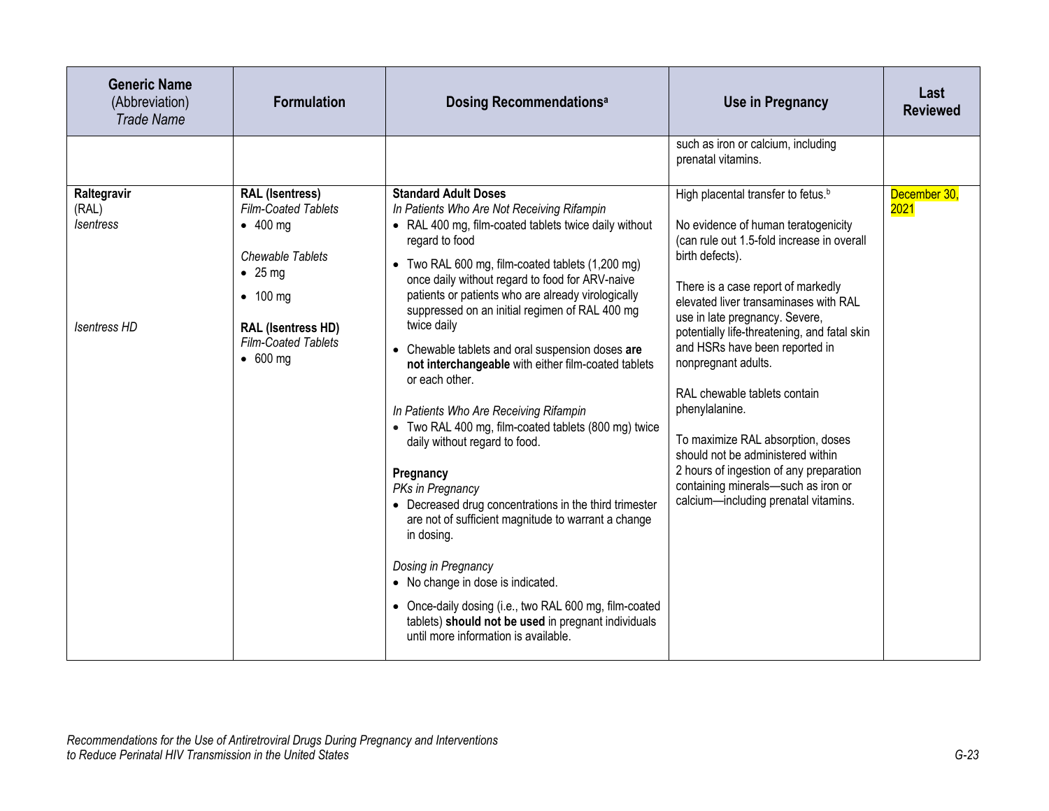| **Generic Name** (Abbreviation) *Trade Name* | **Formulation** | **Dosing Recommendations**[a] | **Use in Pregnancy** | **Last Reviewed** |
|---|---|---|---|---|
| | | | such as iron or calcium, including prenatal vitamins. | |
| **Raltegravir** (RAL) *Isentress* <br><br> *Isentress HD* | **RAL (Isentress)** *Film-Coated Tablets* <br>• 400 mg <br><br> *Chewable Tablets* <br>• 25 mg <br>• 100 mg <br><br> **RAL (Isentress HD)** *Film-Coated Tablets* <br>• 600 mg | **Standard Adult Doses** <br> *In Patients Who Are Not Receiving Rifampin* <br>• RAL 400 mg, film-coated tablets twice daily without regard to food <br>• Two RAL 600 mg, film-coated tablets (1,200 mg) once daily without regard to food for ARV-naive patients or patients who are already virologically suppressed on an initial regimen of RAL 400 mg twice daily <br>• Chewable tablets and oral suspension doses **are not interchangeable** with either film-coated tablets or each other. <br><br> *In Patients Who Are Receiving Rifampin* <br>• Two RAL 400 mg, film-coated tablets (800 mg) twice daily without regard to food. <br><br> **Pregnancy** <br> *PKs in Pregnancy* <br>• Decreased drug concentrations in the third trimester are not of sufficient magnitude to warrant a change in dosing. <br><br> *Dosing in Pregnancy* <br>• No change in dose is indicated. <br>• Once-daily dosing (i.e., two RAL 600 mg, film-coated tablets) **should not be used** in pregnant individuals until more information is available. | High placental transfer to fetus.[b] <br><br> No evidence of human teratogenicity (can rule out 1.5-fold increase in overall birth defects). <br><br> There is a case report of markedly elevated liver transaminases with RAL use in late pregnancy. Severe, potentially life-threatening, and fatal skin and HSRs have been reported in nonpregnant adults. <br><br> RAL chewable tablets contain phenylalanine. <br><br> To maximize RAL absorption, doses should not be administered within 2 hours of ingestion of any preparation containing minerals—such as iron or calcium—including prenatal vitamins. | December 30, 2021 |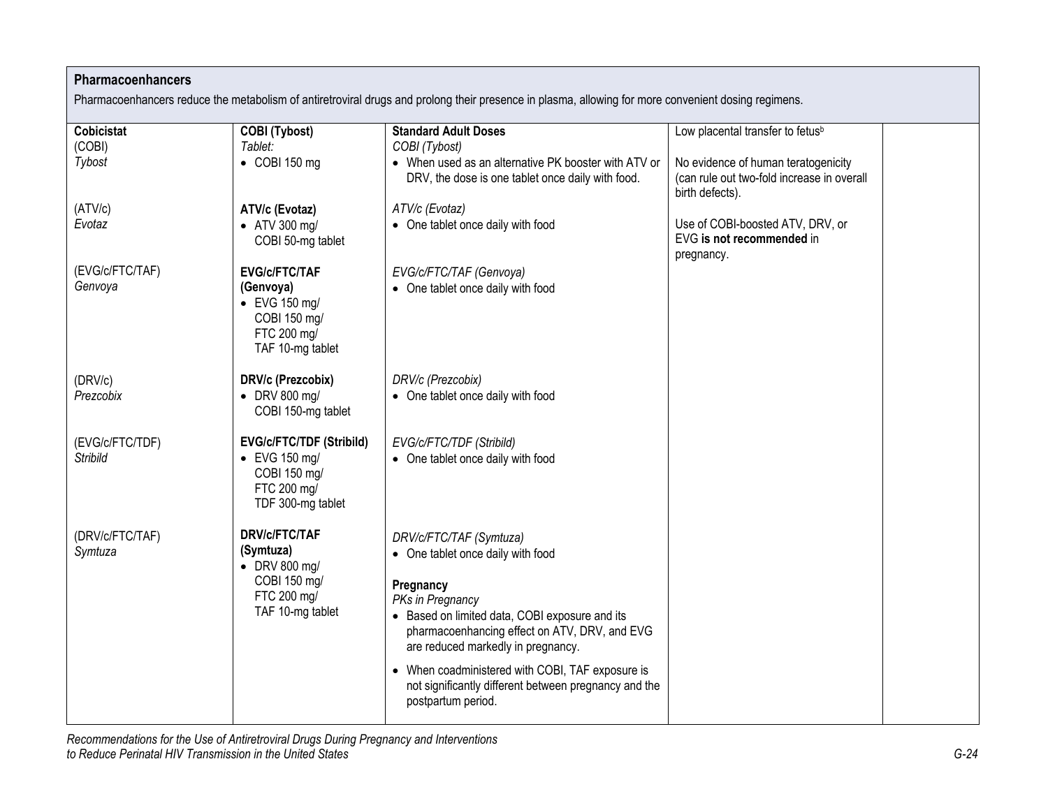| Pharmacoenhancers | | | | |
|---|---|---|---|---|
| Pharmacoenhancers reduce the metabolism of antiretroviral drugs and prolong their presence in plasma, allowing for more convenient dosing regimens. | | | | |
| **Cobicistat** (COBI) *Tybost* | **COBI (Tybost)** *Tablet:* <br>• COBI 150 mg | **Standard Adult Doses** <br>*COBI (Tybost)* <br>• When used as an alternative PK booster with ATV or DRV, the dose is one tablet once daily with food. | Low placental transfer to fetus[b] <br><br>No evidence of human teratogenicity (can rule out two-fold increase in overall birth defects). <br><br>Use of COBI-boosted ATV, DRV, or EVG **is not recommended** in pregnancy. | |
| (ATV/c) *Evotaz* | **ATV/c (Evotaz)** <br>• ATV 300 mg/ COBI 50-mg tablet | *ATV/c (Evotaz)* <br>• One tablet once daily with food | | |
| (EVG/c/FTC/TAF) *Genvoya* | **EVG/c/FTC/TAF (Genvoya)** <br>• EVG 150 mg/ COBI 150 mg/ FTC 200 mg/ TAF 10-mg tablet | *EVG/c/FTC/TAF (Genvoya)* <br>• One tablet once daily with food | | |
| (DRV/c) *Prezcobix* | **DRV/c (Prezcobix)** <br>• DRV 800 mg/ COBI 150-mg tablet | *DRV/c (Prezcobix)* <br>• One tablet once daily with food | | |
| (EVG/c/FTC/TDF) *Stribild* | **EVG/c/FTC/TDF (Stribild)** <br>• EVG 150 mg/ COBI 150 mg/ FTC 200 mg/ TDF 300-mg tablet | *EVG/c/FTC/TDF (Stribild)* <br>• One tablet once daily with food | | |
| (DRV/c/FTC/TAF) *Symtuza* | **DRV/c/FTC/TAF (Symtuza)** <br>• DRV 800 mg/ COBI 150 mg/ FTC 200 mg/ TAF 10-mg tablet | *DRV/c/FTC/TAF (Symtuza)* <br>• One tablet once daily with food <br><br>**Pregnancy** <br>*PKs in Pregnancy* <br>• Based on limited data, COBI exposure and its pharmacoenhancing effect on ATV, DRV, and EVG are reduced markedly in pregnancy. <br>• When coadministered with COBI, TAF exposure is not significantly different between pregnancy and the postpartum period. | | |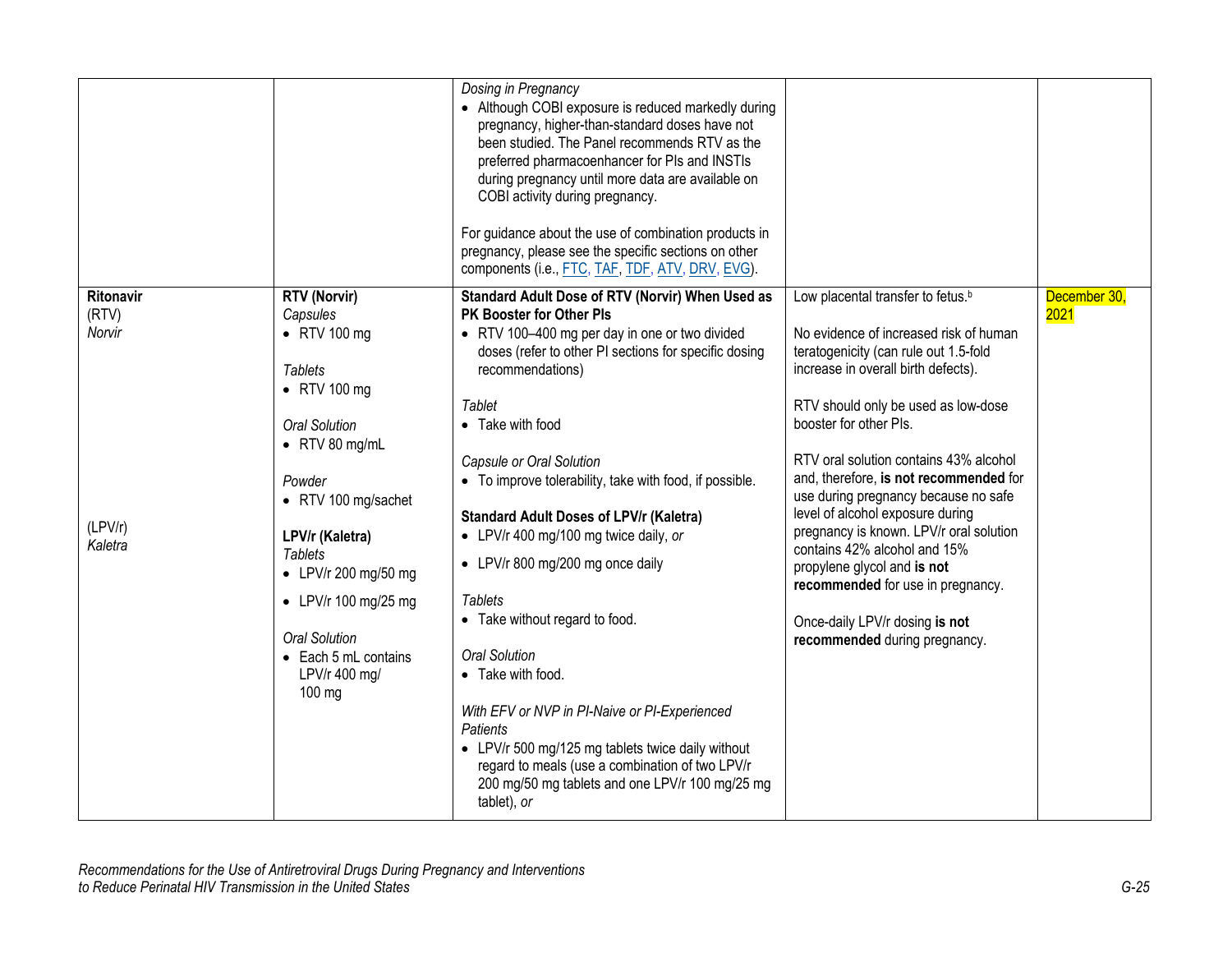| | | | | |
|---|---|---|---|---|
| | | *Dosing in Pregnancy*<br>• Although COBI exposure is reduced markedly during pregnancy, higher-than-standard doses have not been studied. The Panel recommends RTV as the preferred pharmacoenhancer for PIs and INSTIs during pregnancy until more data are available on COBI activity during pregnancy.<br><br>For guidance about the use of combination products in pregnancy, please see the specific sections on other components (i.e., FTC, TAF, TDF, ATV, DRV, EVG). | | |
| **Ritonavir**<br>(RTV)<br>*Norvir*<br><br><br><br><br><br><br><br>(LPV/r)<br>*Kaletra* | **RTV (Norvir)**<br>*Capsules*<br>• RTV 100 mg<br><br>*Tablets*<br>• RTV 100 mg<br><br>*Oral Solution*<br>• RTV 80 mg/mL<br><br>*Powder*<br>• RTV 100 mg/sachet<br><br>**LPV/r (Kaletra)**<br>*Tablets*<br>• LPV/r 200 mg/50 mg<br>• LPV/r 100 mg/25 mg<br><br>*Oral Solution*<br>• Each 5 mL contains LPV/r 400 mg/ 100 mg | **Standard Adult Dose of RTV (Norvir) When Used as PK Booster for Other PIs**<br>• RTV 100–400 mg per day in one or two divided doses (refer to other PI sections for specific dosing recommendations)<br><br>*Tablet*<br>• Take with food<br><br>*Capsule or Oral Solution*<br>• To improve tolerability, take with food, if possible.<br><br>**Standard Adult Doses of LPV/r (Kaletra)**<br>• LPV/r 400 mg/100 mg twice daily, *or*<br>• LPV/r 800 mg/200 mg once daily<br><br>*Tablets*<br>• Take without regard to food.<br><br>*Oral Solution*<br>• Take with food.<br><br>*With EFV or NVP in PI-Naive or PI-Experienced Patients*<br>• LPV/r 500 mg/125 mg tablets twice daily without regard to meals (use a combination of two LPV/r 200 mg/50 mg tablets and one LPV/r 100 mg/25 mg tablet), *or* | Low placental transfer to fetus.[b]<br><br>No evidence of increased risk of human teratogenicity (can rule out 1.5-fold increase in overall birth defects).<br><br>RTV should only be used as low-dose booster for other PIs.<br><br>RTV oral solution contains 43% alcohol and, therefore, **is not recommended** for use during pregnancy because no safe level of alcohol exposure during pregnancy is known. LPV/r oral solution contains 42% alcohol and 15% propylene glycol and **is not recommended** for use in pregnancy.<br><br>Once-daily LPV/r dosing **is not recommended** during pregnancy. | December 30, 2021 |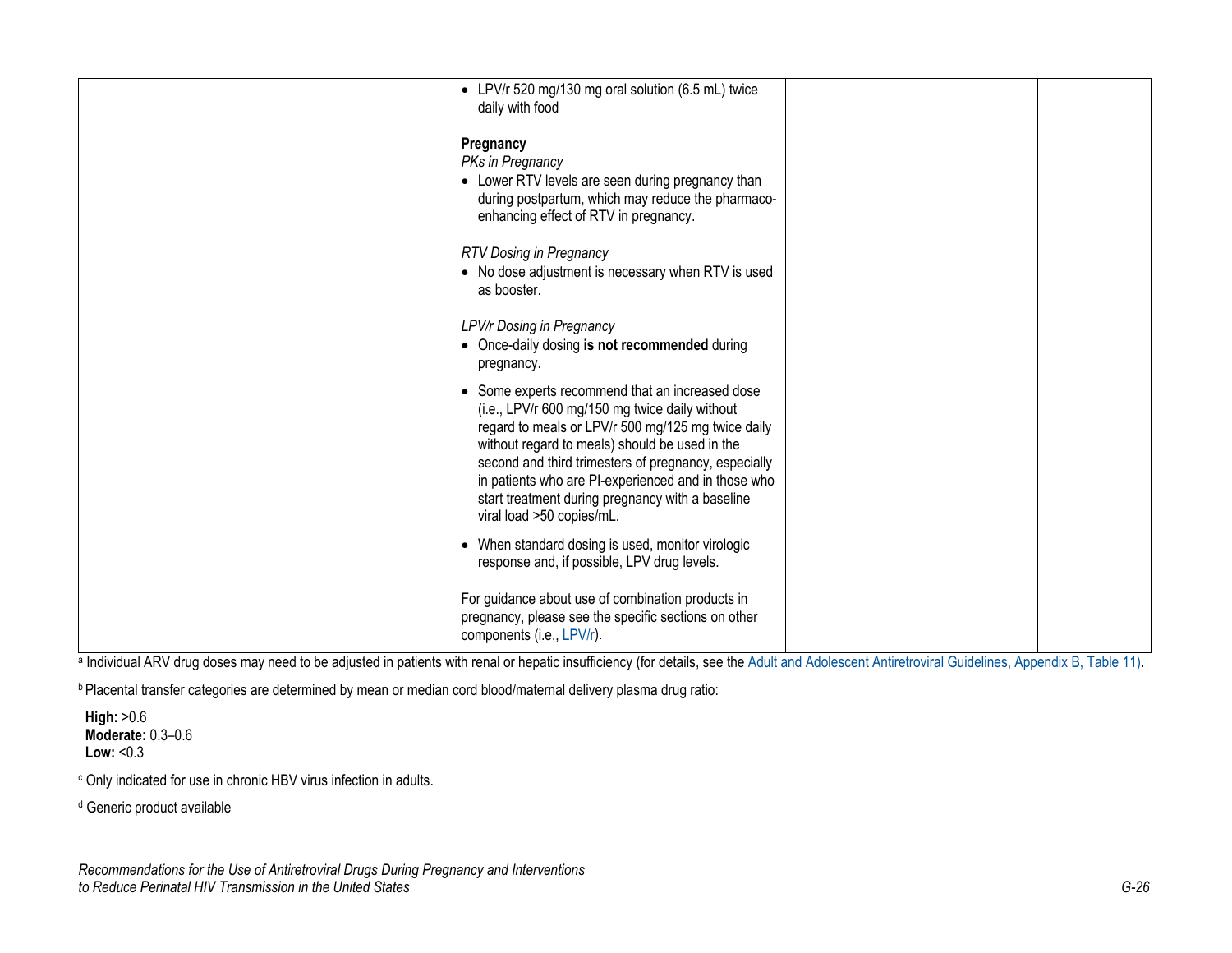| | | | | |
|---|---|---|---|---|
| | | • LPV/r 520 mg/130 mg oral solution (6.5 mL) twice daily with food<br><br>**Pregnancy**<br>*PKs in Pregnancy*<br>• Lower RTV levels are seen during pregnancy than during postpartum, which may reduce the pharmaco-enhancing effect of RTV in pregnancy.<br><br>*RTV Dosing in Pregnancy*<br>• No dose adjustment is necessary when RTV is used as booster.<br><br>*LPV/r Dosing in Pregnancy*<br>• Once-daily dosing **is not recommended** during pregnancy.<br>• Some experts recommend that an increased dose (i.e., LPV/r 600 mg/150 mg twice daily without regard to meals or LPV/r 500 mg/125 mg twice daily without regard to meals) should be used in the second and third trimesters of pregnancy, especially in patients who are PI-experienced and in those who start treatment during pregnancy with a baseline viral load >50 copies/mL.<br>• When standard dosing is used, monitor virologic response and, if possible, LPV drug levels.<br><br>For guidance about use of combination products in pregnancy, please see the specific sections on other components (i.e., LPV/r). | | |

[a] Individual ARV drug doses may need to be adjusted in patients with renal or hepatic insufficiency (for details, see the Adult and Adolescent Antiretroviral Guidelines, Appendix B, Table 11).

[b] Placental transfer categories are determined by mean or median cord blood/maternal delivery plasma drug ratio:

**High:** >0.6
**Moderate:** 0.3–0.6
**Low:** <0.3

[c] Only indicated for use in chronic HBV virus infection in adults.

[d] Generic product available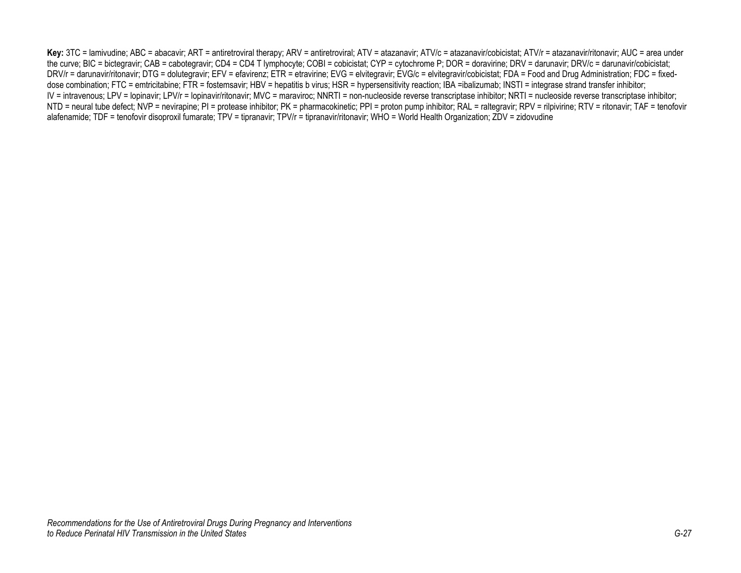**Key:** 3TC = lamivudine; ABC = abacavir; ART = antiretroviral therapy; ARV = antiretroviral; ATV = atazanavir; ATV/c = atazanavir/cobicistat; ATV/r = atazanavir/ritonavir; AUC = area under the curve; BIC = bictegravir; CAB = cabotegravir; CD4 = CD4 T lymphocyte; COBI = cobicistat; CYP = cytochrome P; DOR = doravirine; DRV = darunavir; DRV/c = darunavir/cobicistat; DRV/r = darunavir/ritonavir; DTG = dolutegravir; EFV = efavirenz; ETR = etravirine; EVG = elvitegravir; EVG/c = elvitegravir/cobicistat; FDA = Food and Drug Administration; FDC = fixed-dose combination; FTC = emtricitabine; FTR = fostemsavir; HBV = hepatitis b virus; HSR = hypersensitivity reaction; IBA =ibalizumab; INSTI = integrase strand transfer inhibitor; IV = intravenous; LPV = lopinavir; LPV/r = lopinavir/ritonavir; MVC = maraviroc; NNRTI = non-nucleoside reverse transcriptase inhibitor; NRTI = nucleoside reverse transcriptase inhibitor; NTD = neural tube defect; NVP = nevirapine; PI = protease inhibitor; PK = pharmacokinetic; PPI = proton pump inhibitor; RAL = raltegravir; RPV = rilpivirine; RTV = ritonavir; TAF = tenofovir alafenamide; TDF = tenofovir disoproxil fumarate; TPV = tipranavir; TPV/r = tipranavir/ritonavir; WHO = World Health Organization; ZDV = zidovudine